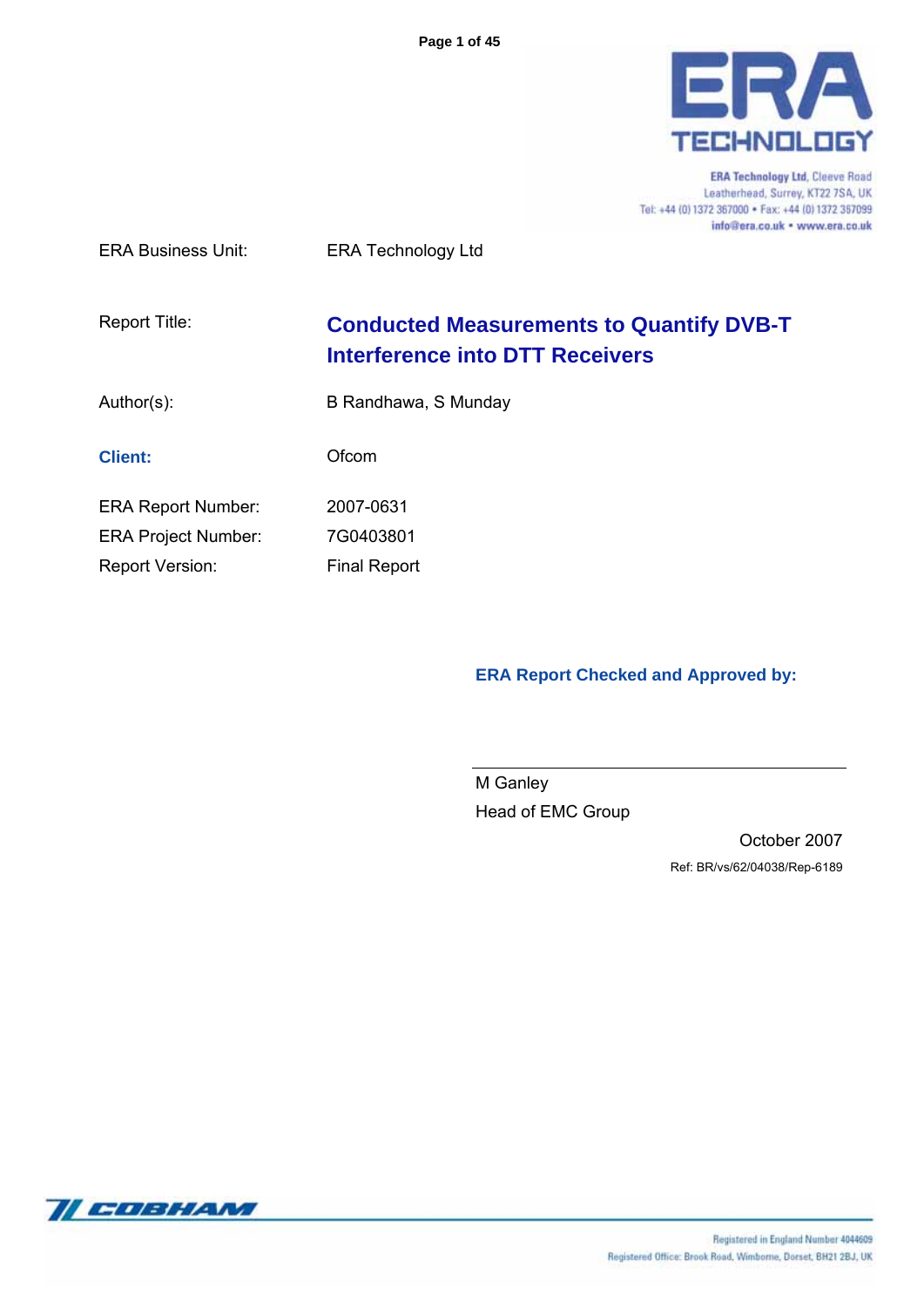ERA TECHNOLOGY

ERA Technology Ltd, Cleeve Road
Leatherhead, Surrey, KT22 7SA, UK
Tel: +44 (0) 1372 367000 • Fax: +44 (0) 1372 367099
info@era.co.uk • www.era.co.uk

| | |
|---|---|
| ERA Business Unit: | ERA Technology Ltd |
| Report Title: | **Conducted Measurements to Quantify DVB-T Interference into DTT Receivers** |
| Author(s): | B Randhawa, S Munday |
| **Client:** | Ofcom |
| ERA Report Number: | 2007-0631 |
| ERA Project Number: | 7G0403801 |
| Report Version: | Final Report |

**ERA Report Checked and Approved by:**

M Ganley
Head of EMC Group

October 2007

Ref: BR/vs/62/04038/Rep-6189

COBHAM

Registered in England Number 4044609
Registered Office: Brook Road, Wimborne, Dorset, BH21 2BJ, UK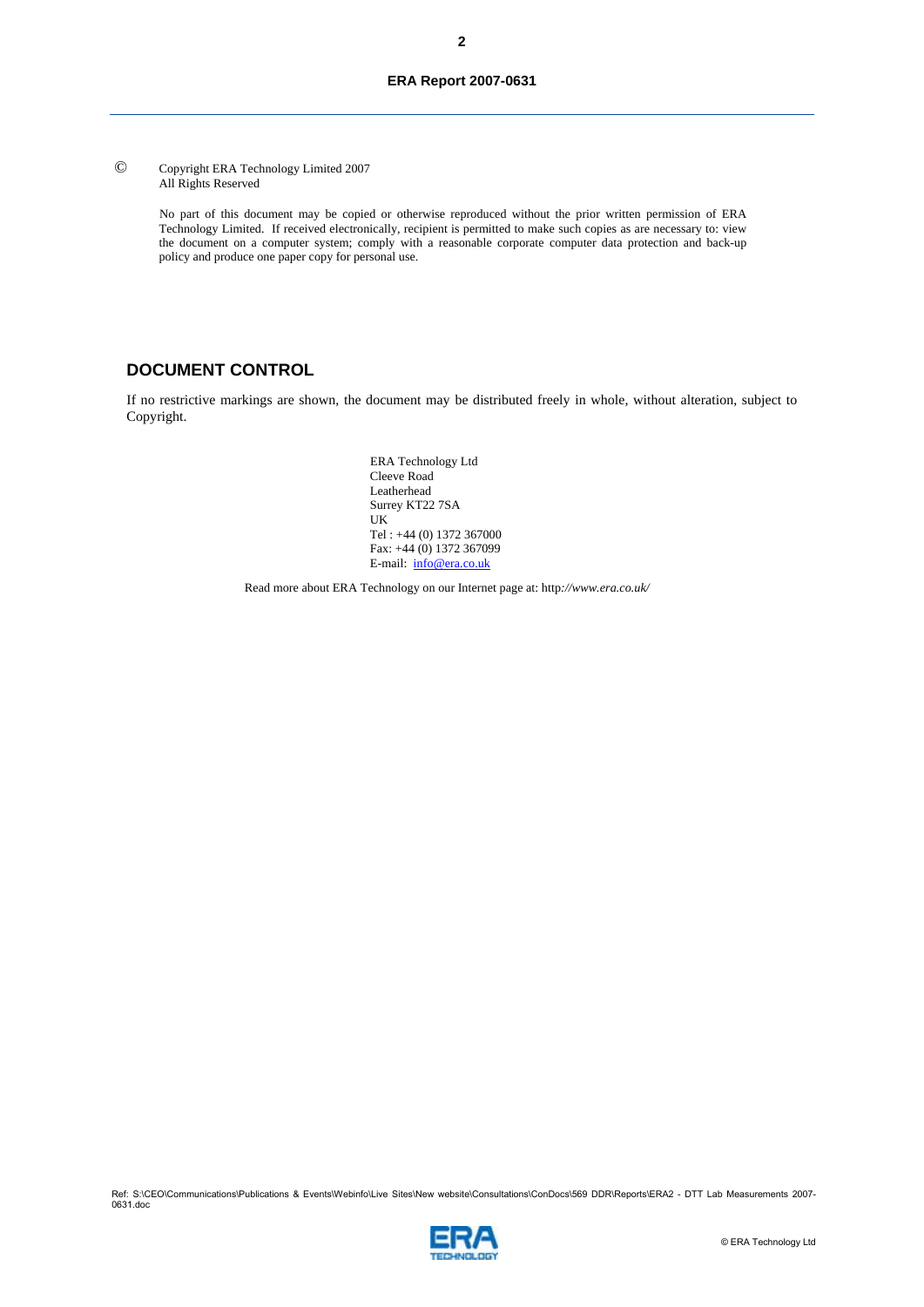© Copyright ERA Technology Limited 2007
All Rights Reserved

No part of this document may be copied or otherwise reproduced without the prior written permission of ERA Technology Limited. If received electronically, recipient is permitted to make such copies as are necessary to: view the document on a computer system; comply with a reasonable corporate computer data protection and back-up policy and produce one paper copy for personal use.

## DOCUMENT CONTROL

If no restrictive markings are shown, the document may be distributed freely in whole, without alteration, subject to Copyright.

ERA Technology Ltd
Cleeve Road
Leatherhead
Surrey KT22 7SA
UK
Tel : +44 (0) 1372 367000
Fax: +44 (0) 1372 367099
E-mail: info@era.co.uk

Read more about ERA Technology on our Internet page at: http:*//www.era.co.uk/*

Ref: S:\CEO\Communications\Publications & Events\Webinfo\Live Sites\New website\Consultations\ConDocs\569 DDR\Reports\ERA2 - DTT Lab Measurements 2007-0631.doc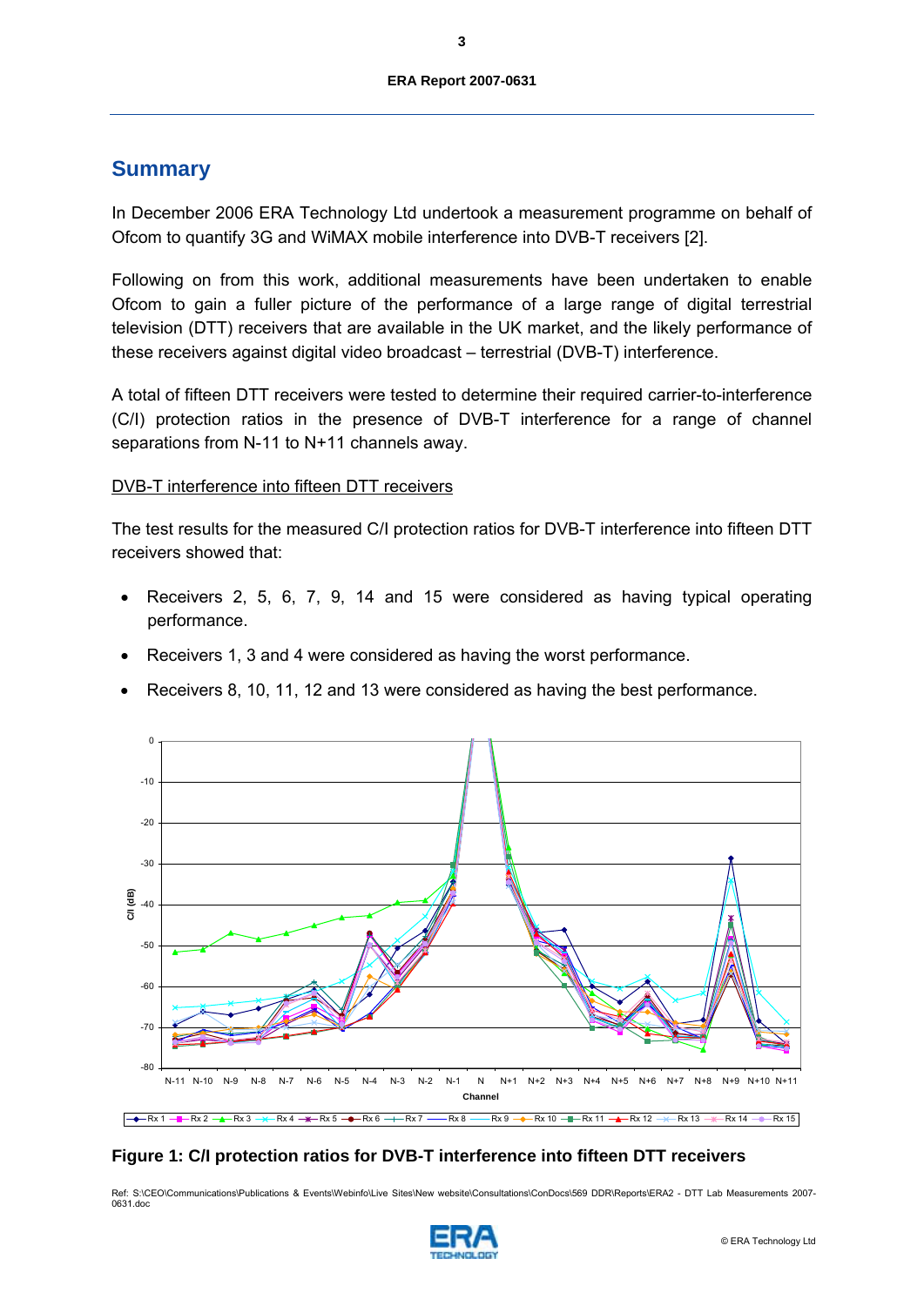## Summary

In December 2006 ERA Technology Ltd undertook a measurement programme on behalf of Ofcom to quantify 3G and WiMAX mobile interference into DVB-T receivers [2].

Following on from this work, additional measurements have been undertaken to enable Ofcom to gain a fuller picture of the performance of a large range of digital terrestrial television (DTT) receivers that are available in the UK market, and the likely performance of these receivers against digital video broadcast – terrestrial (DVB-T) interference.

A total of fifteen DTT receivers were tested to determine their required carrier-to-interference (C/I) protection ratios in the presence of DVB-T interference for a range of channel separations from N-11 to N+11 channels away.

DVB-T interference into fifteen DTT receivers

The test results for the measured C/I protection ratios for DVB-T interference into fifteen DTT receivers showed that:

- Receivers 2, 5, 6, 7, 9, 14 and 15 were considered as having typical operating performance.
- Receivers 1, 3 and 4 were considered as having the worst performance.
- Receivers 8, 10, 11, 12 and 13 were considered as having the best performance.

**Figure 1: C/I protection ratios for DVB-T interference into fifteen DTT receivers**

Ref: S:\CEO\Communications\Publications & Events\Webinfo\Live Sites\New website\Consultations\ConDocs\569 DDR\Reports\ERA2 - DTT Lab Measurements 2007-0631.doc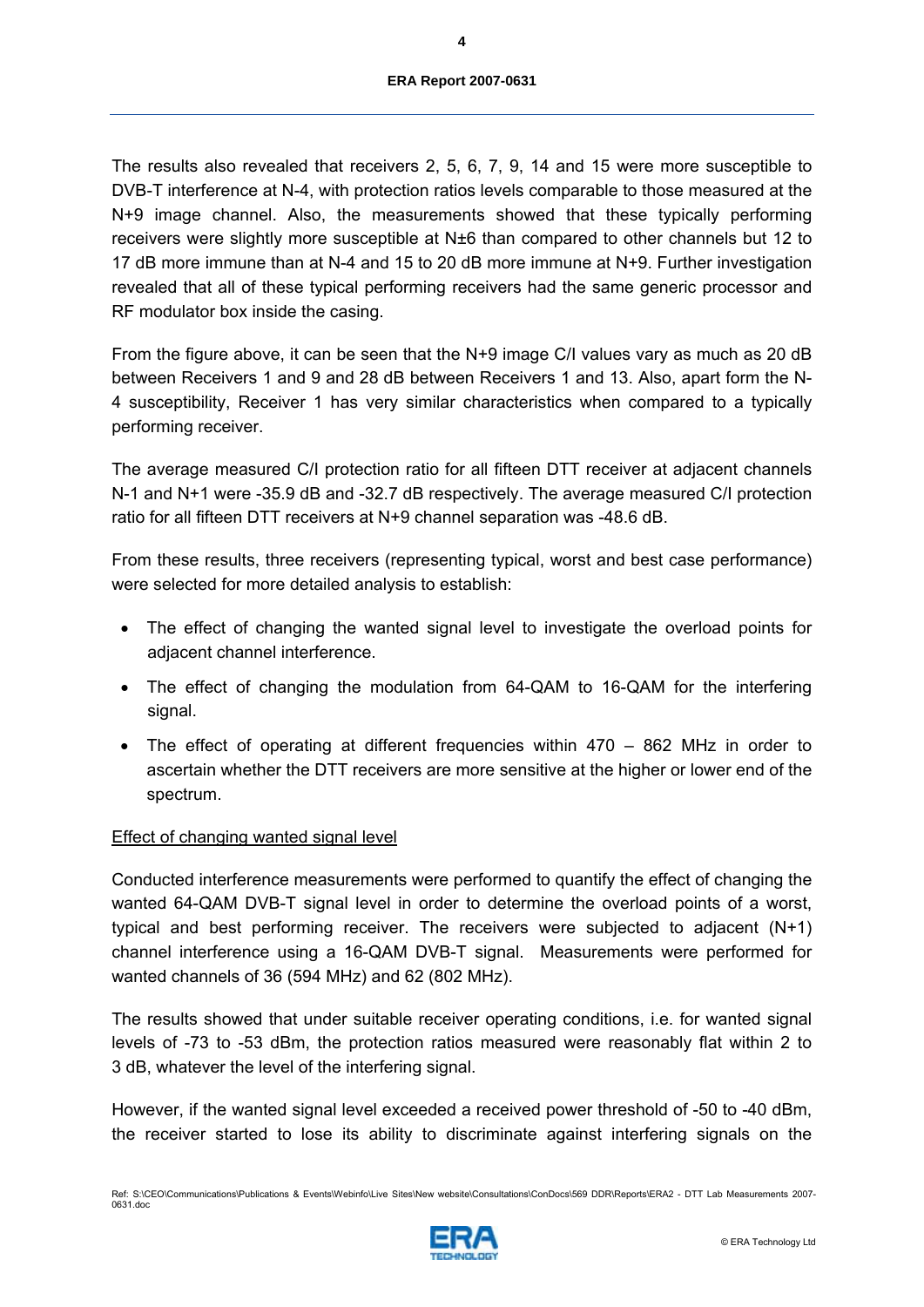The results also revealed that receivers 2, 5, 6, 7, 9, 14 and 15 were more susceptible to DVB-T interference at N-4, with protection ratios levels comparable to those measured at the N+9 image channel. Also, the measurements showed that these typically performing receivers were slightly more susceptible at N±6 than compared to other channels but 12 to 17 dB more immune than at N-4 and 15 to 20 dB more immune at N+9. Further investigation revealed that all of these typical performing receivers had the same generic processor and RF modulator box inside the casing.

From the figure above, it can be seen that the N+9 image C/I values vary as much as 20 dB between Receivers 1 and 9 and 28 dB between Receivers 1 and 13. Also, apart form the N-4 susceptibility, Receiver 1 has very similar characteristics when compared to a typically performing receiver.

The average measured C/I protection ratio for all fifteen DTT receiver at adjacent channels N-1 and N+1 were -35.9 dB and -32.7 dB respectively. The average measured C/I protection ratio for all fifteen DTT receivers at N+9 channel separation was -48.6 dB.

From these results, three receivers (representing typical, worst and best case performance) were selected for more detailed analysis to establish:

- The effect of changing the wanted signal level to investigate the overload points for adjacent channel interference.
- The effect of changing the modulation from 64-QAM to 16-QAM for the interfering signal.
- The effect of operating at different frequencies within 470 – 862 MHz in order to ascertain whether the DTT receivers are more sensitive at the higher or lower end of the spectrum.

<u>Effect of changing wanted signal level</u>

Conducted interference measurements were performed to quantify the effect of changing the wanted 64-QAM DVB-T signal level in order to determine the overload points of a worst, typical and best performing receiver. The receivers were subjected to adjacent (N+1) channel interference using a 16-QAM DVB-T signal. Measurements were performed for wanted channels of 36 (594 MHz) and 62 (802 MHz).

The results showed that under suitable receiver operating conditions, i.e. for wanted signal levels of -73 to -53 dBm, the protection ratios measured were reasonably flat within 2 to 3 dB, whatever the level of the interfering signal.

However, if the wanted signal level exceeded a received power threshold of -50 to -40 dBm, the receiver started to lose its ability to discriminate against interfering signals on the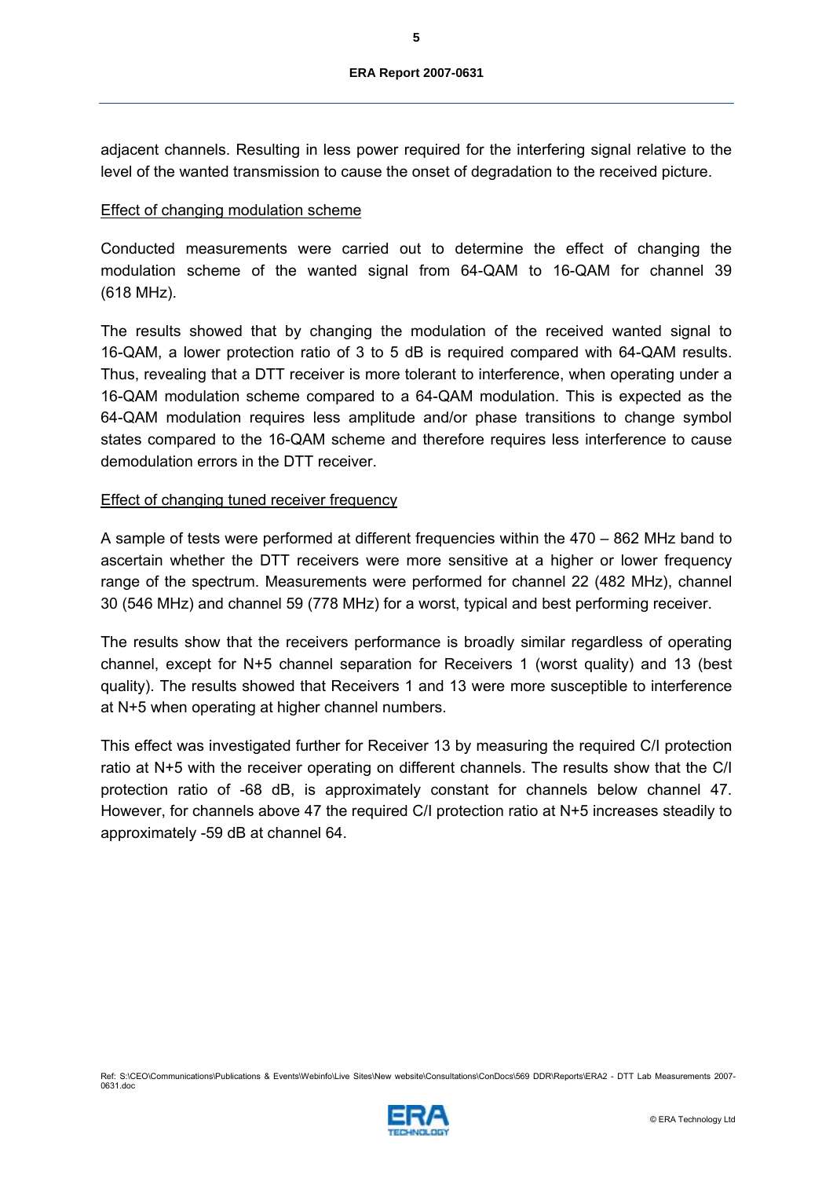adjacent channels. Resulting in less power required for the interfering signal relative to the level of the wanted transmission to cause the onset of degradation to the received picture.

<u>Effect of changing modulation scheme</u>

Conducted measurements were carried out to determine the effect of changing the modulation scheme of the wanted signal from 64-QAM to 16-QAM for channel 39 (618 MHz).

The results showed that by changing the modulation of the received wanted signal to 16-QAM, a lower protection ratio of 3 to 5 dB is required compared with 64-QAM results. Thus, revealing that a DTT receiver is more tolerant to interference, when operating under a 16-QAM modulation scheme compared to a 64-QAM modulation. This is expected as the 64-QAM modulation requires less amplitude and/or phase transitions to change symbol states compared to the 16-QAM scheme and therefore requires less interference to cause demodulation errors in the DTT receiver.

<u>Effect of changing tuned receiver frequency</u>

A sample of tests were performed at different frequencies within the 470 – 862 MHz band to ascertain whether the DTT receivers were more sensitive at a higher or lower frequency range of the spectrum. Measurements were performed for channel 22 (482 MHz), channel 30 (546 MHz) and channel 59 (778 MHz) for a worst, typical and best performing receiver.

The results show that the receivers performance is broadly similar regardless of operating channel, except for N+5 channel separation for Receivers 1 (worst quality) and 13 (best quality). The results showed that Receivers 1 and 13 were more susceptible to interference at N+5 when operating at higher channel numbers.

This effect was investigated further for Receiver 13 by measuring the required C/I protection ratio at N+5 with the receiver operating on different channels. The results show that the C/I protection ratio of -68 dB, is approximately constant for channels below channel 47. However, for channels above 47 the required C/I protection ratio at N+5 increases steadily to approximately -59 dB at channel 64.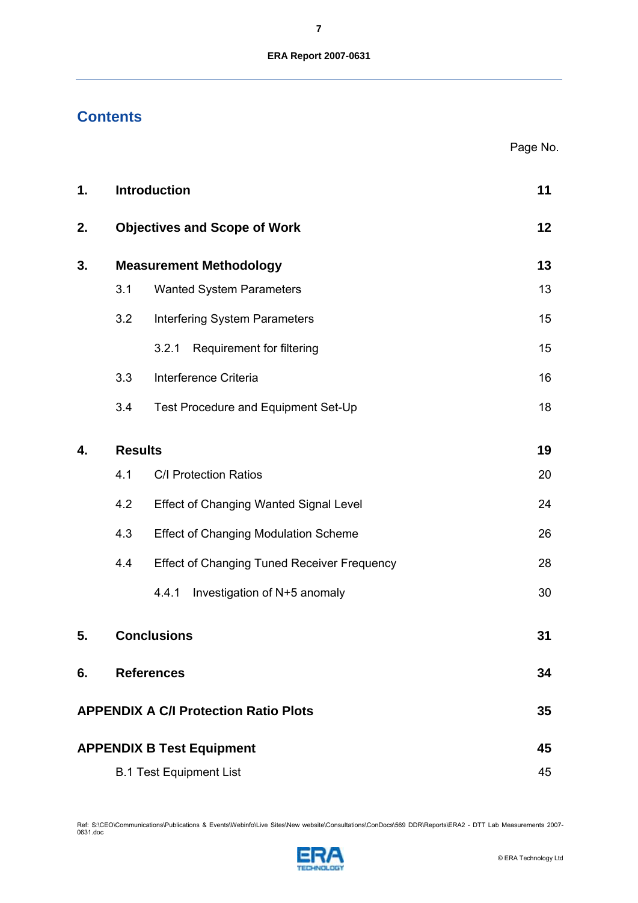# Contents

| | | Page No. |
|---|---|---|
| **1.** | **Introduction** | **11** |
| **2.** | **Objectives and Scope of Work** | **12** |
| **3.** | **Measurement Methodology** | **13** |
| | 3.1 Wanted System Parameters | 13 |
| | 3.2 Interfering System Parameters | 15 |
| | 3.2.1 Requirement for filtering | 15 |
| | 3.3 Interference Criteria | 16 |
| | 3.4 Test Procedure and Equipment Set-Up | 18 |
| **4.** | **Results** | **19** |
| | 4.1 C/I Protection Ratios | 20 |
| | 4.2 Effect of Changing Wanted Signal Level | 24 |
| | 4.3 Effect of Changing Modulation Scheme | 26 |
| | 4.4 Effect of Changing Tuned Receiver Frequency | 28 |
| | 4.4.1 Investigation of N+5 anomaly | 30 |
| **5.** | **Conclusions** | **31** |
| **6.** | **References** | **34** |
| **APPENDIX A** | **C/I Protection Ratio Plots** | **35** |
| **APPENDIX B** | **Test Equipment** | **45** |
| | B.1 Test Equipment List | 45 |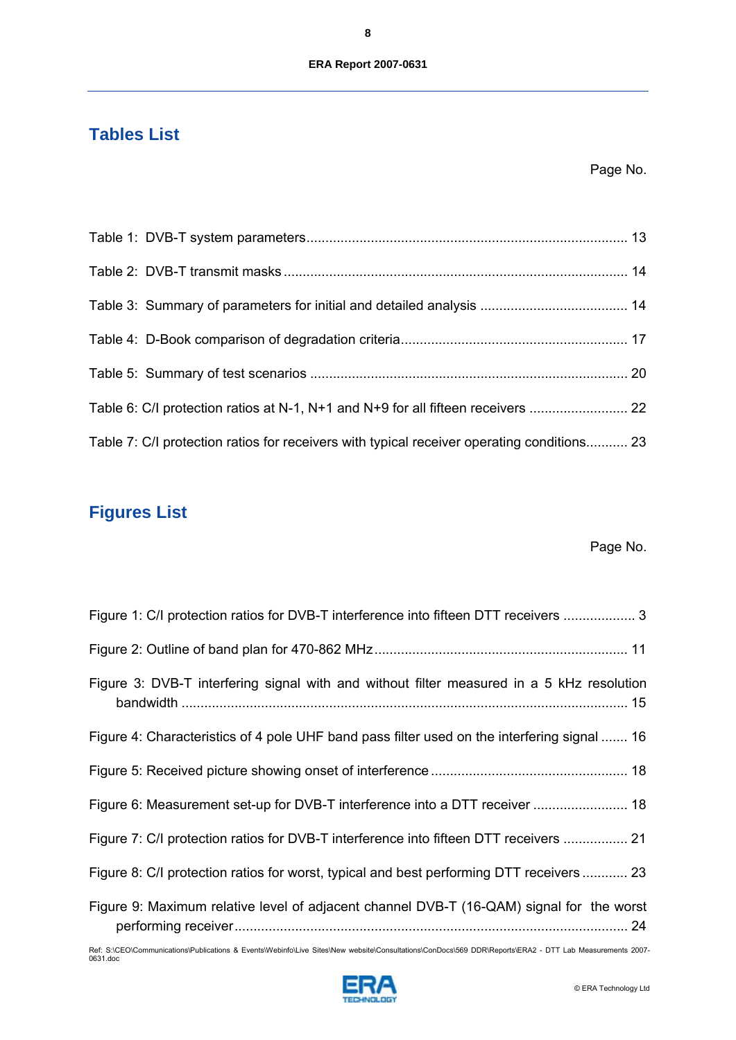## Tables List

Page No.

Table 1: DVB-T system parameters .................................................................................. 13

Table 2: DVB-T transmit masks ........................................................................................ 14

Table 3: Summary of parameters for initial and detailed analysis ...................................... 14

Table 4: D-Book comparison of degradation criteria ........................................................... 17

Table 5: Summary of test scenarios .................................................................................. 20

Table 6: C/I protection ratios at N-1, N+1 and N+9 for all fifteen receivers .......................... 22

Table 7: C/I protection ratios for receivers with typical receiver operating conditions........... 23

## Figures List

Page No.

Figure 1: C/I protection ratios for DVB-T interference into fifteen DTT receivers ................... 3

Figure 2: Outline of band plan for 470-862 MHz .................................................................. 11

Figure 3: DVB-T interfering signal with and without filter measured in a 5 kHz resolution bandwidth ........................................................................................................................ 15

Figure 4: Characteristics of 4 pole UHF band pass filter used on the interfering signal ....... 16

Figure 5: Received picture showing onset of interference ................................................... 18

Figure 6: Measurement set-up for DVB-T interference into a DTT receiver ......................... 18

Figure 7: C/I protection ratios for DVB-T interference into fifteen DTT receivers ................. 21

Figure 8: C/I protection ratios for worst, typical and best performing DTT receivers ............ 23

Figure 9: Maximum relative level of adjacent channel DVB-T (16-QAM) signal for the worst performing receiver ......................................................................................................... 24

Ref: S:\CEO\Communications\Publications & Events\Webinfo\Live Sites\New website\Consultations\ConDocs\569 DDR\Reports\ERA2 - DTT Lab Measurements 2007-0631.doc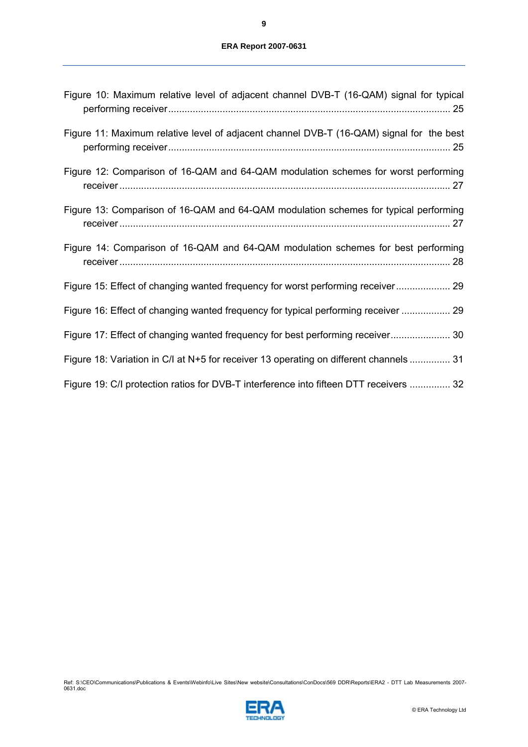Figure 10: Maximum relative level of adjacent channel DVB-T (16-QAM) signal for typical performing receiver........................................................................................................ 25

Figure 11: Maximum relative level of adjacent channel DVB-T (16-QAM) signal for the best performing receiver........................................................................................................ 25

Figure 12: Comparison of 16-QAM and 64-QAM modulation schemes for worst performing receiver ......................................................................................................................... 27

Figure 13: Comparison of 16-QAM and 64-QAM modulation schemes for typical performing receiver ......................................................................................................................... 27

Figure 14: Comparison of 16-QAM and 64-QAM modulation schemes for best performing receiver ......................................................................................................................... 28

Figure 15: Effect of changing wanted frequency for worst performing receiver.................... 29

Figure 16: Effect of changing wanted frequency for typical performing receiver .................. 29

Figure 17: Effect of changing wanted frequency for best performing receiver...................... 30

Figure 18: Variation in C/I at N+5 for receiver 13 operating on different channels ............... 31

Figure 19: C/I protection ratios for DVB-T interference into fifteen DTT receivers ............... 32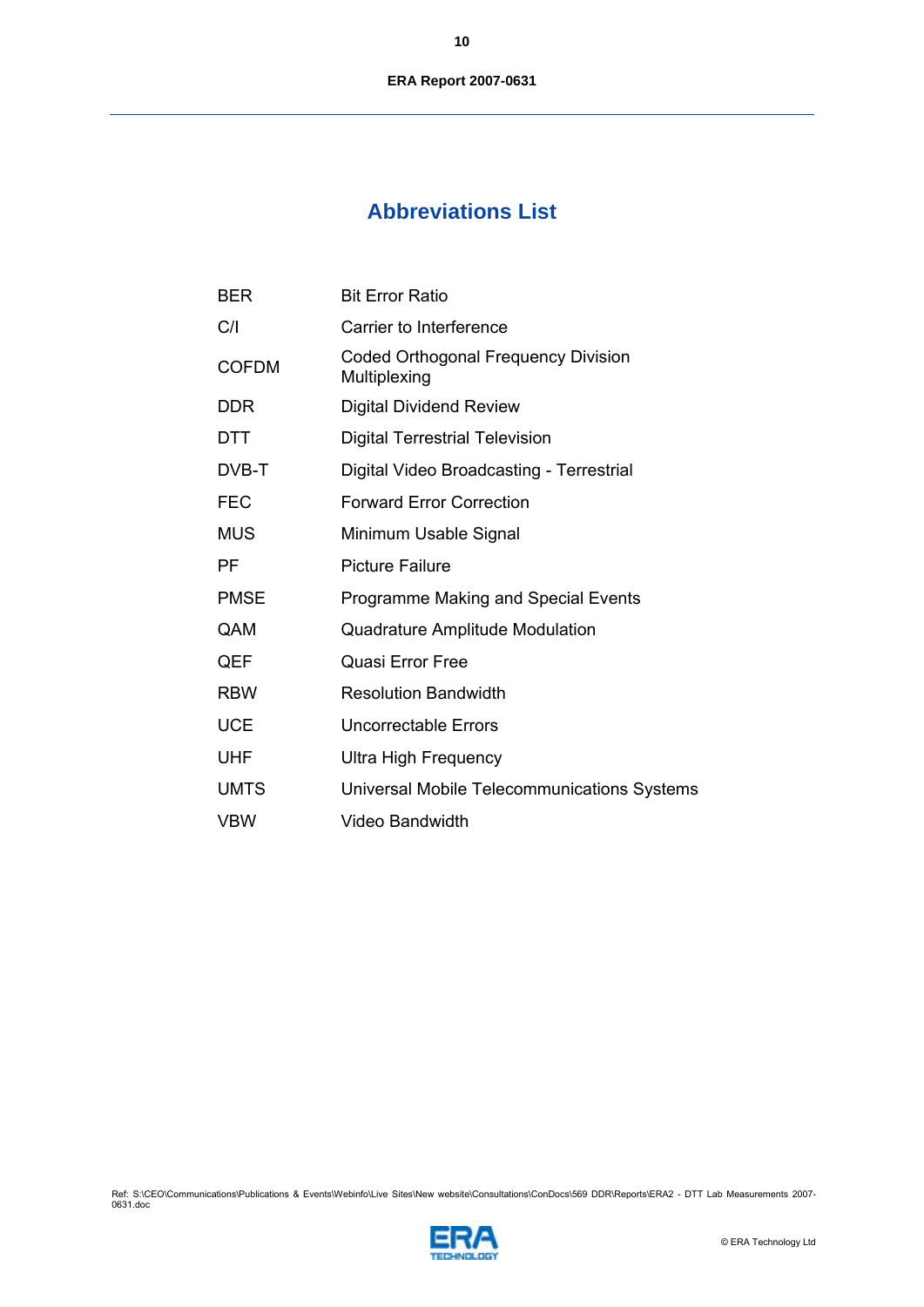# Abbreviations List

| | |
|---|---|
| BER | Bit Error Ratio |
| C/I | Carrier to Interference |
| COFDM | Coded Orthogonal Frequency Division Multiplexing |
| DDR | Digital Dividend Review |
| DTT | Digital Terrestrial Television |
| DVB-T | Digital Video Broadcasting - Terrestrial |
| FEC | Forward Error Correction |
| MUS | Minimum Usable Signal |
| PF | Picture Failure |
| PMSE | Programme Making and Special Events |
| QAM | Quadrature Amplitude Modulation |
| QEF | Quasi Error Free |
| RBW | Resolution Bandwidth |
| UCE | Uncorrectable Errors |
| UHF | Ultra High Frequency |
| UMTS | Universal Mobile Telecommunications Systems |
| VBW | Video Bandwidth |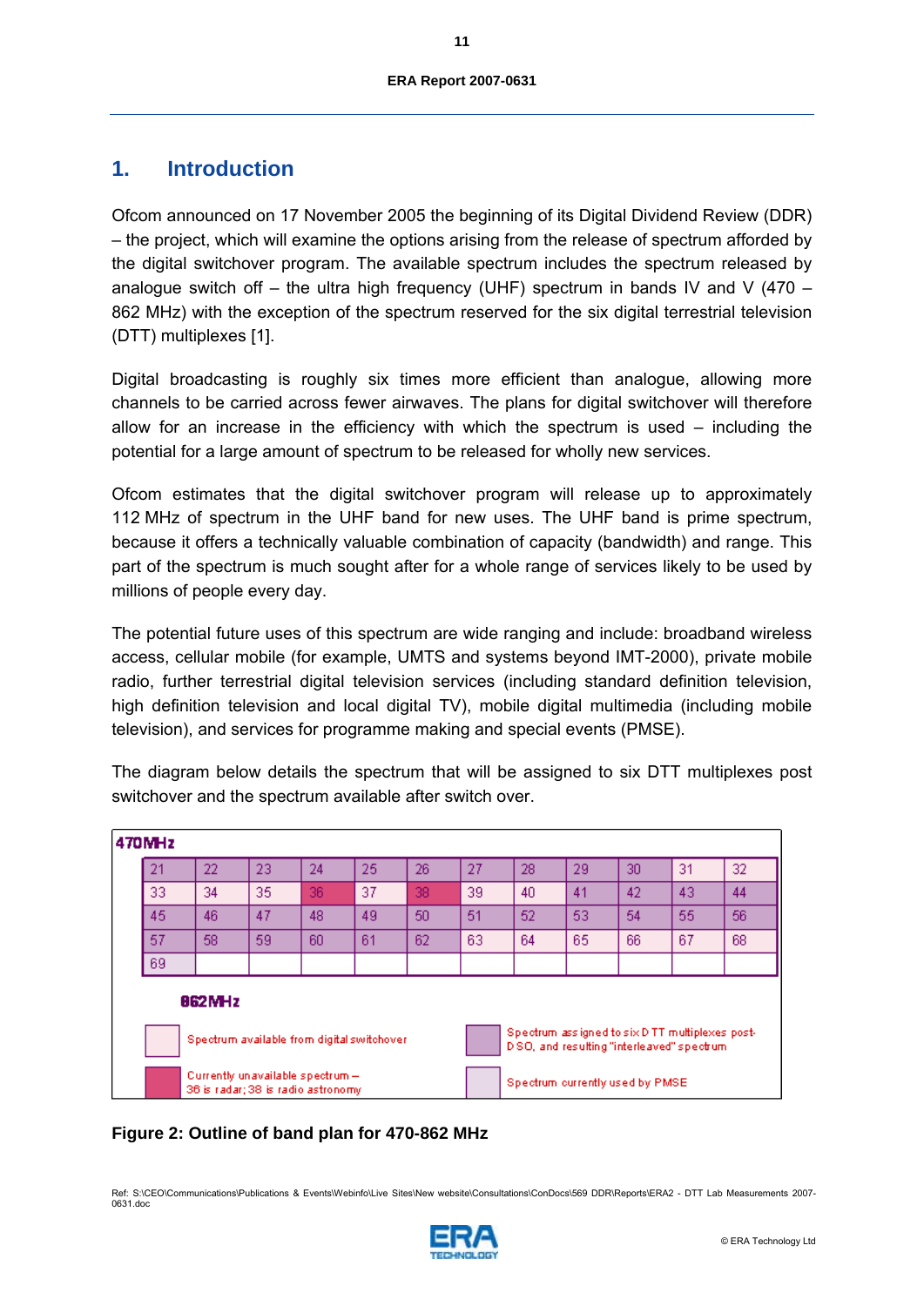# 1. Introduction

Ofcom announced on 17 November 2005 the beginning of its Digital Dividend Review (DDR) – the project, which will examine the options arising from the release of spectrum afforded by the digital switchover program. The available spectrum includes the spectrum released by analogue switch off – the ultra high frequency (UHF) spectrum in bands IV and V (470 – 862 MHz) with the exception of the spectrum reserved for the six digital terrestrial television (DTT) multiplexes [1].

Digital broadcasting is roughly six times more efficient than analogue, allowing more channels to be carried across fewer airwaves. The plans for digital switchover will therefore allow for an increase in the efficiency with which the spectrum is used – including the potential for a large amount of spectrum to be released for wholly new services.

Ofcom estimates that the digital switchover program will release up to approximately 112 MHz of spectrum in the UHF band for new uses. The UHF band is prime spectrum, because it offers a technically valuable combination of capacity (bandwidth) and range. This part of the spectrum is much sought after for a whole range of services likely to be used by millions of people every day.

The potential future uses of this spectrum are wide ranging and include: broadband wireless access, cellular mobile (for example, UMTS and systems beyond IMT-2000), private mobile radio, further terrestrial digital television services (including standard definition television, high definition television and local digital TV), mobile digital multimedia (including mobile television), and services for programme making and special events (PMSE).

The diagram below details the spectrum that will be assigned to six DTT multiplexes post switchover and the spectrum available after switch over.

470MHz

| 21 | 22 | 23 | 24 | 25 | 26 | 27 | 28 | 29 | 30 | 31 | 32 |
|---|---|---|---|---|---|---|---|---|---|---|---|
| 33 | 34 | 35 | 36 | 37 | 38 | 39 | 40 | 41 | 42 | 43 | 44 |
| 45 | 46 | 47 | 48 | 49 | 50 | 51 | 52 | 53 | 54 | 55 | 56 |
| 57 | 58 | 59 | 60 | 61 | 62 | 63 | 64 | 65 | 66 | 67 | 68 |
| 69 | | | | | | | | | | | |

862MHz

- Spectrum available from digital switchover
- Spectrum assigned to six DTT multiplexes post-DSO, and resulting "interleaved" spectrum
- Currently unavailable spectrum – 36 is radar; 38 is radio astronomy
- Spectrum currently used by PMSE

**Figure 2: Outline of band plan for 470-862 MHz**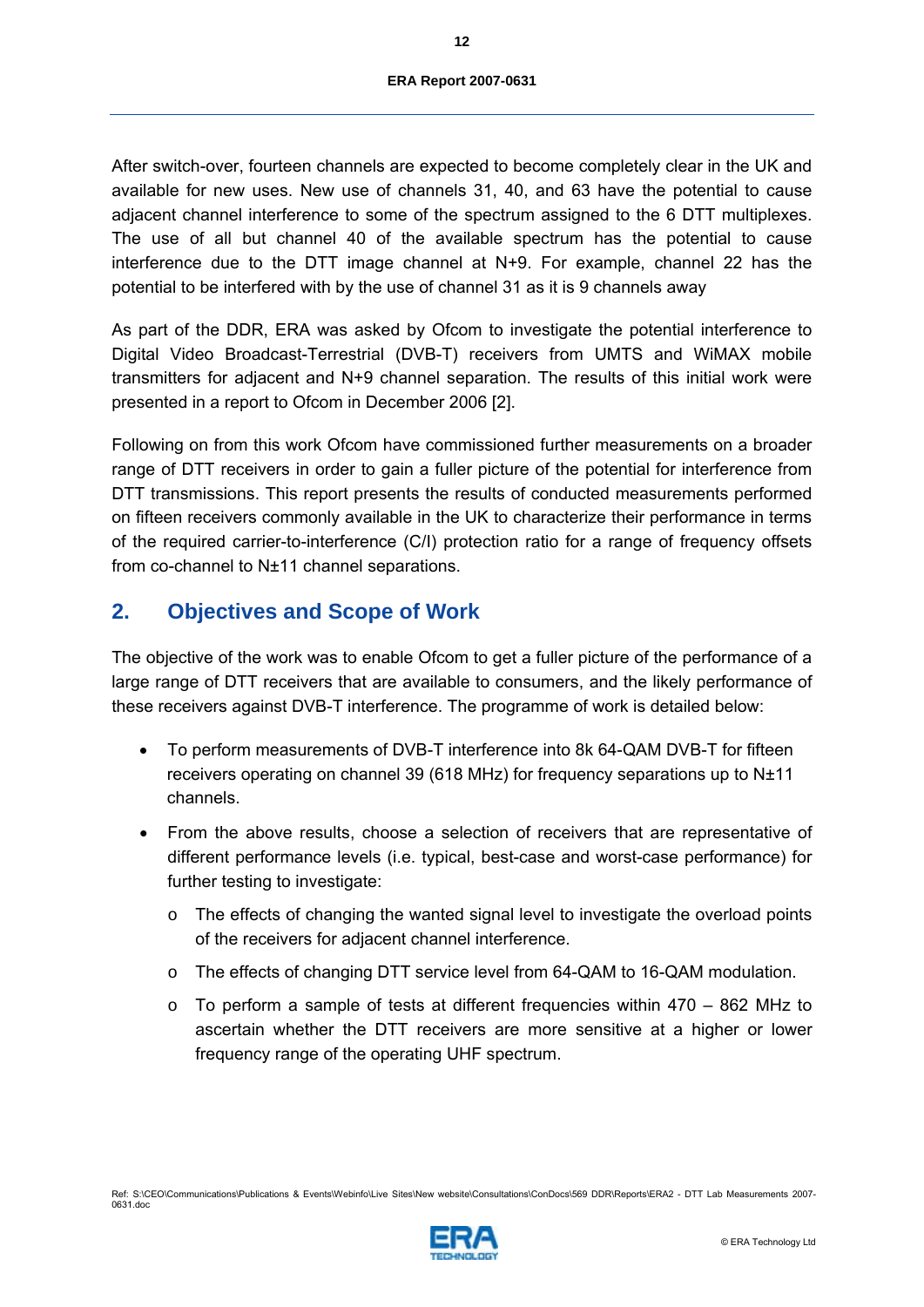After switch-over, fourteen channels are expected to become completely clear in the UK and available for new uses. New use of channels 31, 40, and 63 have the potential to cause adjacent channel interference to some of the spectrum assigned to the 6 DTT multiplexes. The use of all but channel 40 of the available spectrum has the potential to cause interference due to the DTT image channel at N+9. For example, channel 22 has the potential to be interfered with by the use of channel 31 as it is 9 channels away

As part of the DDR, ERA was asked by Ofcom to investigate the potential interference to Digital Video Broadcast-Terrestrial (DVB-T) receivers from UMTS and WiMAX mobile transmitters for adjacent and N+9 channel separation. The results of this initial work were presented in a report to Ofcom in December 2006 [2].

Following on from this work Ofcom have commissioned further measurements on a broader range of DTT receivers in order to gain a fuller picture of the potential for interference from DTT transmissions. This report presents the results of conducted measurements performed on fifteen receivers commonly available in the UK to characterize their performance in terms of the required carrier-to-interference (C/I) protection ratio for a range of frequency offsets from co-channel to N±11 channel separations.

## 2. Objectives and Scope of Work

The objective of the work was to enable Ofcom to get a fuller picture of the performance of a large range of DTT receivers that are available to consumers, and the likely performance of these receivers against DVB-T interference. The programme of work is detailed below:

- To perform measurements of DVB-T interference into 8k 64-QAM DVB-T for fifteen receivers operating on channel 39 (618 MHz) for frequency separations up to N±11 channels.
- From the above results, choose a selection of receivers that are representative of different performance levels (i.e. typical, best-case and worst-case performance) for further testing to investigate:
  - The effects of changing the wanted signal level to investigate the overload points of the receivers for adjacent channel interference.
  - The effects of changing DTT service level from 64-QAM to 16-QAM modulation.
  - To perform a sample of tests at different frequencies within 470 – 862 MHz to ascertain whether the DTT receivers are more sensitive at a higher or lower frequency range of the operating UHF spectrum.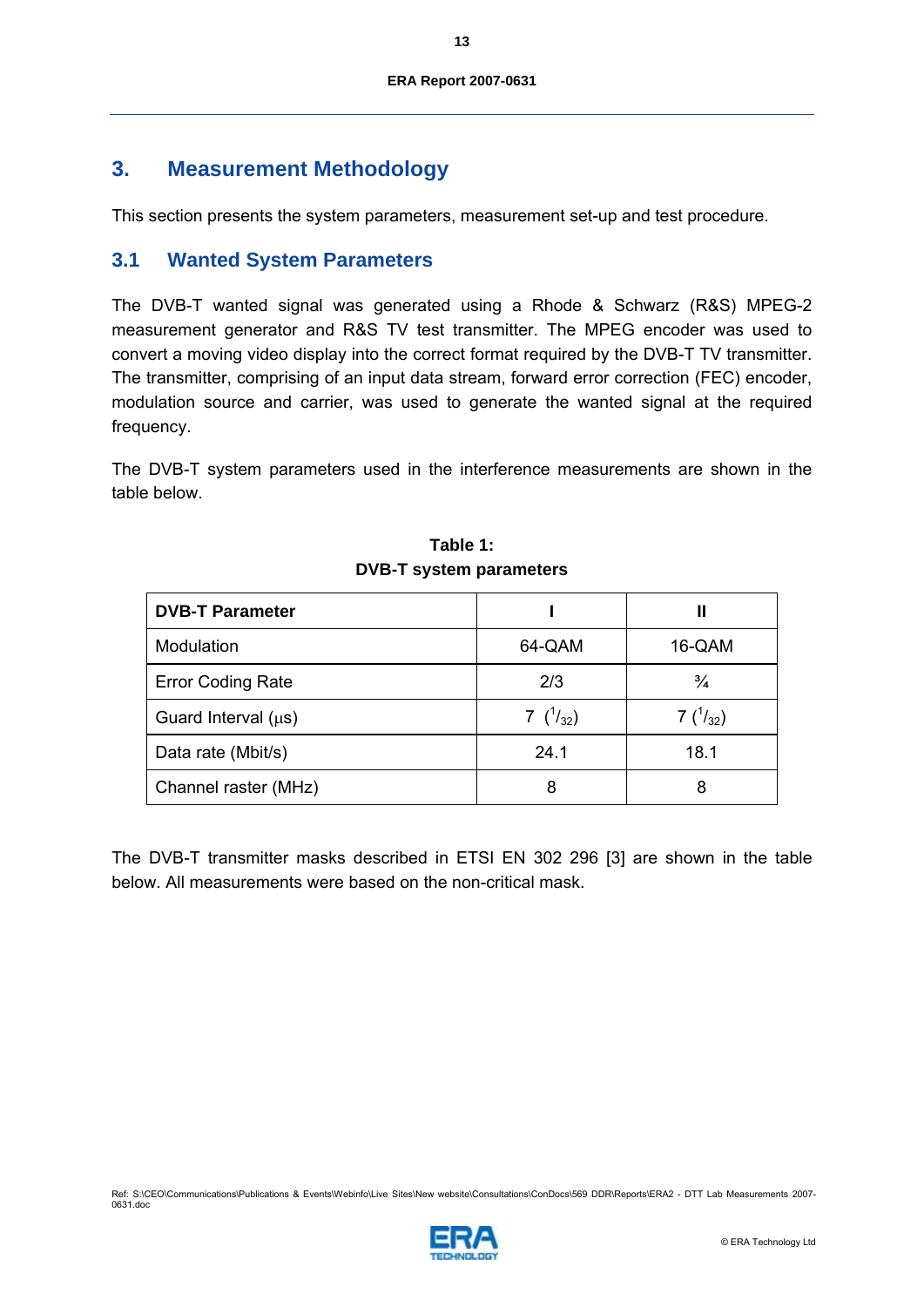## 3. Measurement Methodology

This section presents the system parameters, measurement set-up and test procedure.

### 3.1 Wanted System Parameters

The DVB-T wanted signal was generated using a Rhode & Schwarz (R&S) MPEG-2 measurement generator and R&S TV test transmitter. The MPEG encoder was used to convert a moving video display into the correct format required by the DVB-T TV transmitter. The transmitter, comprising of an input data stream, forward error correction (FEC) encoder, modulation source and carrier, was used to generate the wanted signal at the required frequency.

The DVB-T system parameters used in the interference measurements are shown in the table below.

**Table 1:**
**DVB-T system parameters**

| DVB-T Parameter | I | II |
|---|---|---|
| Modulation | 64-QAM | 16-QAM |
| Error Coding Rate | 2/3 | ¾ |
| Guard Interval (μs) | 7 ($^1/_{32}$) | 7 ($^1/_{32}$) |
| Data rate (Mbit/s) | 24.1 | 18.1 |
| Channel raster (MHz) | 8 | 8 |

The DVB-T transmitter masks described in ETSI EN 302 296 [3] are shown in the table below. All measurements were based on the non-critical mask.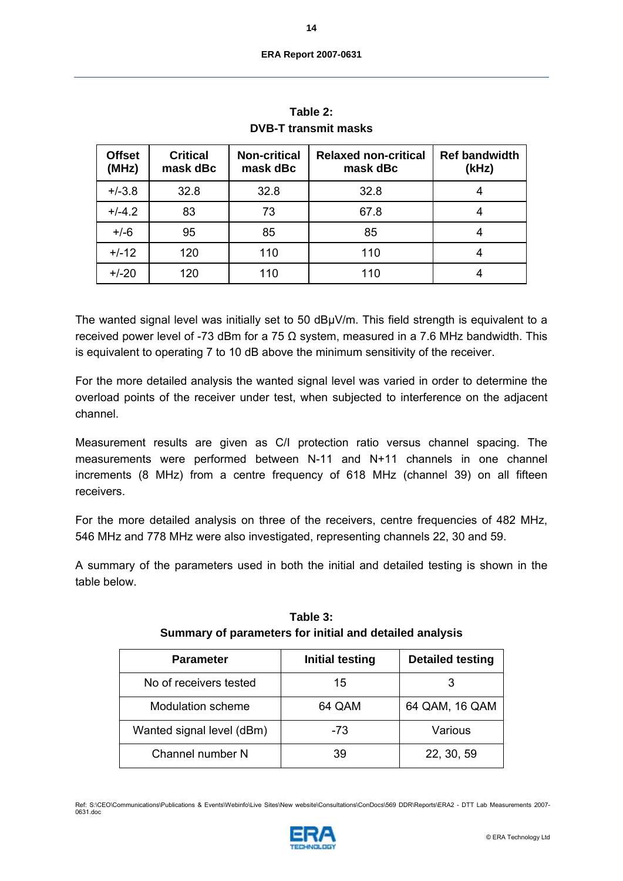**Table 2:**
**DVB-T transmit masks**

| Offset (MHz) | Critical mask dBc | Non-critical mask dBc | Relaxed non-critical mask dBc | Ref bandwidth (kHz) |
|---|---|---|---|---|
| +/-3.8 | 32.8 | 32.8 | 32.8 | 4 |
| +/-4.2 | 83 | 73 | 67.8 | 4 |
| +/-6 | 95 | 85 | 85 | 4 |
| +/-12 | 120 | 110 | 110 | 4 |
| +/-20 | 120 | 110 | 110 | 4 |

The wanted signal level was initially set to 50 dBμV/m. This field strength is equivalent to a received power level of -73 dBm for a 75 Ω system, measured in a 7.6 MHz bandwidth. This is equivalent to operating 7 to 10 dB above the minimum sensitivity of the receiver.

For the more detailed analysis the wanted signal level was varied in order to determine the overload points of the receiver under test, when subjected to interference on the adjacent channel.

Measurement results are given as C/I protection ratio versus channel spacing. The measurements were performed between N-11 and N+11 channels in one channel increments (8 MHz) from a centre frequency of 618 MHz (channel 39) on all fifteen receivers.

For the more detailed analysis on three of the receivers, centre frequencies of 482 MHz, 546 MHz and 778 MHz were also investigated, representing channels 22, 30 and 59.

A summary of the parameters used in both the initial and detailed testing is shown in the table below.

**Table 3:**
**Summary of parameters for initial and detailed analysis**

| Parameter | Initial testing | Detailed testing |
|---|---|---|
| No of receivers tested | 15 | 3 |
| Modulation scheme | 64 QAM | 64 QAM, 16 QAM |
| Wanted signal level (dBm) | -73 | Various |
| Channel number N | 39 | 22, 30, 59 |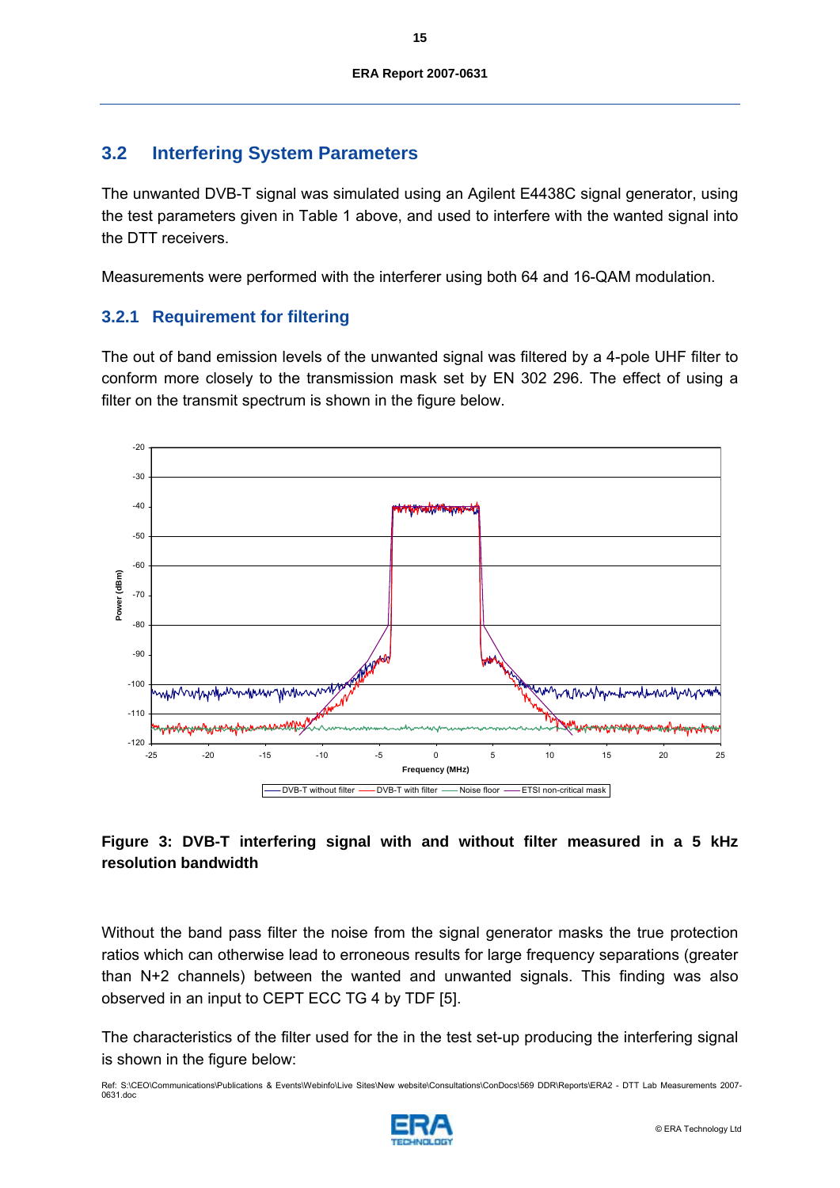## 3.2 Interfering System Parameters

The unwanted DVB-T signal was simulated using an Agilent E4438C signal generator, using the test parameters given in Table 1 above, and used to interfere with the wanted signal into the DTT receivers.

Measurements were performed with the interferer using both 64 and 16-QAM modulation.

### 3.2.1 Requirement for filtering

The out of band emission levels of the unwanted signal was filtered by a 4-pole UHF filter to conform more closely to the transmission mask set by EN 302 296. The effect of using a filter on the transmit spectrum is shown in the figure below.

**Figure 3: DVB-T interfering signal with and without filter measured in a 5 kHz resolution bandwidth**

Without the band pass filter the noise from the signal generator masks the true protection ratios which can otherwise lead to erroneous results for large frequency separations (greater than N+2 channels) between the wanted and unwanted signals. This finding was also observed in an input to CEPT ECC TG 4 by TDF [5].

The characteristics of the filter used for the in the test set-up producing the interfering signal is shown in the figure below: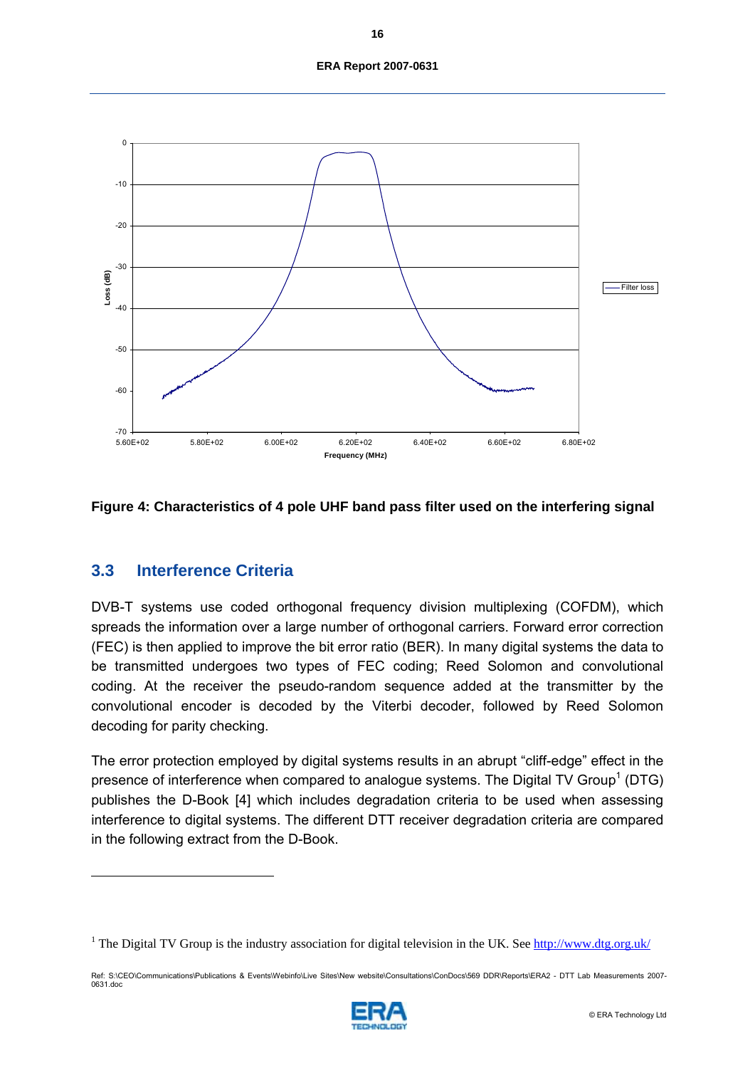**Figure 4: Characteristics of 4 pole UHF band pass filter used on the interfering signal**

## 3.3 Interference Criteria

DVB-T systems use coded orthogonal frequency division multiplexing (COFDM), which spreads the information over a large number of orthogonal carriers. Forward error correction (FEC) is then applied to improve the bit error ratio (BER). In many digital systems the data to be transmitted undergoes two types of FEC coding; Reed Solomon and convolutional coding. At the receiver the pseudo-random sequence added at the transmitter by the convolutional encoder is decoded by the Viterbi decoder, followed by Reed Solomon decoding for parity checking.

The error protection employed by digital systems results in an abrupt "cliff-edge" effect in the presence of interference when compared to analogue systems. The Digital TV Group[1] (DTG) publishes the D-Book [4] which includes degradation criteria to be used when assessing interference to digital systems. The different DTT receiver degradation criteria are compared in the following extract from the D-Book.

[1] The Digital TV Group is the industry association for digital television in the UK. See http://www.dtg.org.uk/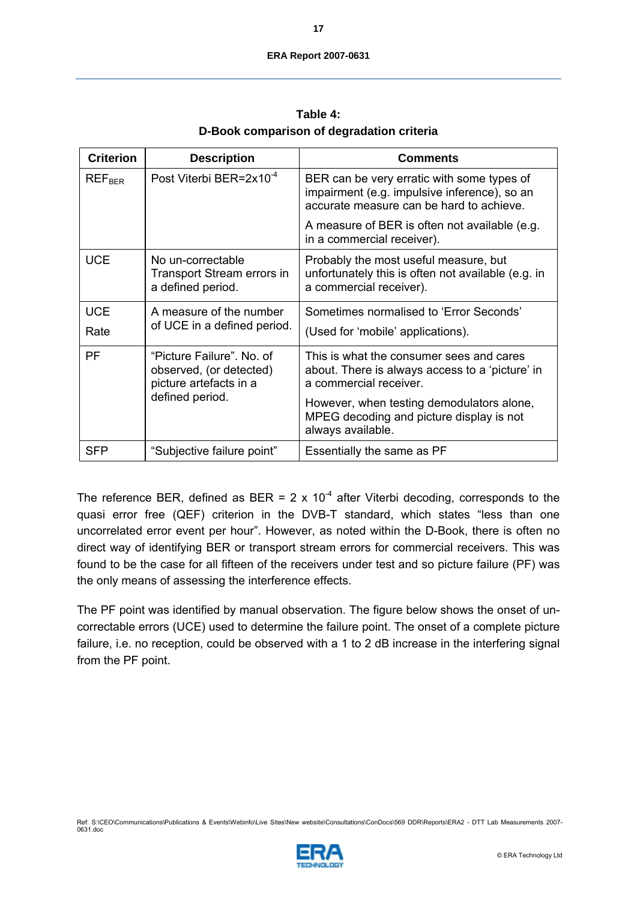**Table 4:**
**D-Book comparison of degradation criteria**

| Criterion | Description | Comments |
|---|---|---|
| $REF_{BER}$ | Post Viterbi BER=$2x10^{-4}$ | BER can be very erratic with some types of impairment (e.g. impulsive inference), so an accurate measure can be hard to achieve. A measure of BER is often not available (e.g. in a commercial receiver). |
| UCE | No un-correctable Transport Stream errors in a defined period. | Probably the most useful measure, but unfortunately this is often not available (e.g. in a commercial receiver). |
| UCE Rate | A measure of the number of UCE in a defined period. | Sometimes normalised to 'Error Seconds' (Used for 'mobile' applications). |
| PF | "Picture Failure". No. of observed, (or detected) picture artefacts in a defined period. | This is what the consumer sees and cares about. There is always access to a 'picture' in a commercial receiver. However, when testing demodulators alone, MPEG decoding and picture display is not always available. |
| SFP | "Subjective failure point" | Essentially the same as PF |

The reference BER, defined as BER = $2 \times 10^{-4}$ after Viterbi decoding, corresponds to the quasi error free (QEF) criterion in the DVB-T standard, which states "less than one uncorrelated error event per hour". However, as noted within the D-Book, there is often no direct way of identifying BER or transport stream errors for commercial receivers. This was found to be the case for all fifteen of the receivers under test and so picture failure (PF) was the only means of assessing the interference effects.

The PF point was identified by manual observation. The figure below shows the onset of un-correctable errors (UCE) used to determine the failure point. The onset of a complete picture failure, i.e. no reception, could be observed with a 1 to 2 dB increase in the interfering signal from the PF point.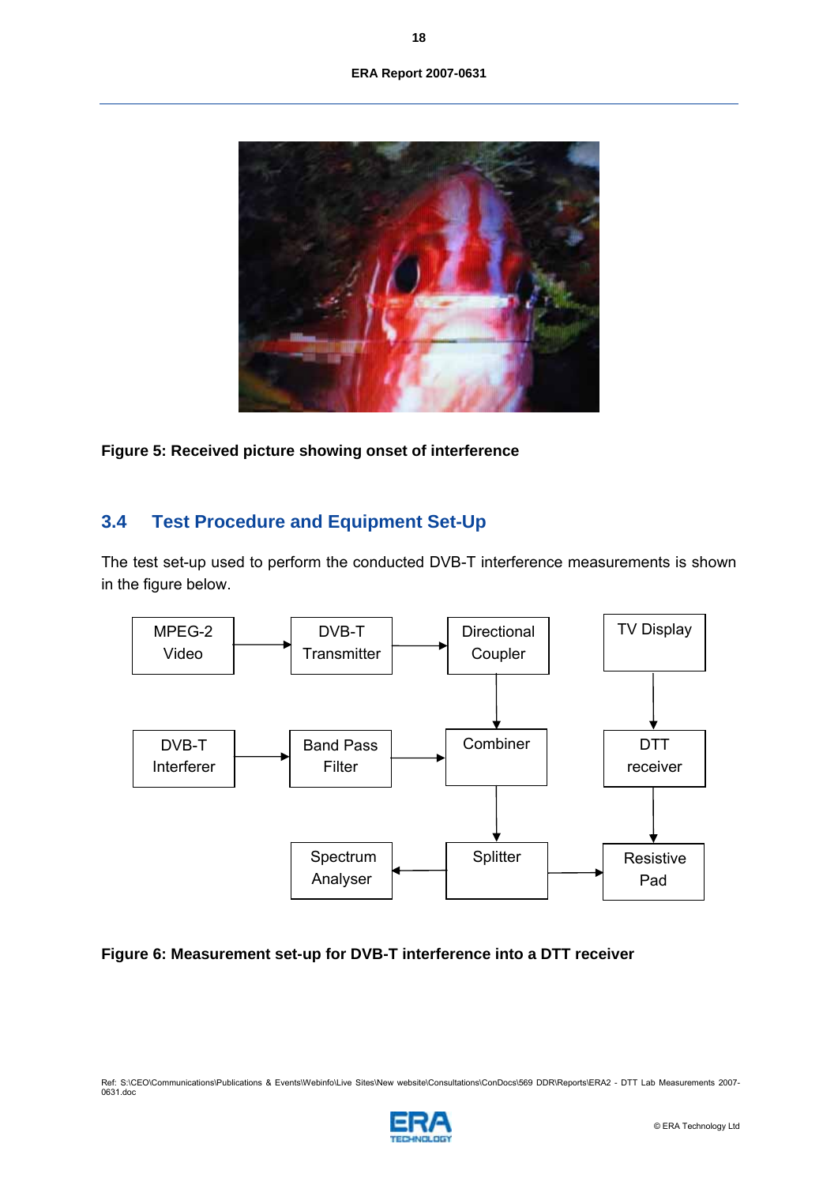Figure 5: Received picture showing onset of interference

### 3.4 Test Procedure and Equipment Set-Up

The test set-up used to perform the conducted DVB-T interference measurements is shown in the figure below.

**Figure 6: Measurement set-up for DVB-T interference into a DTT receiver**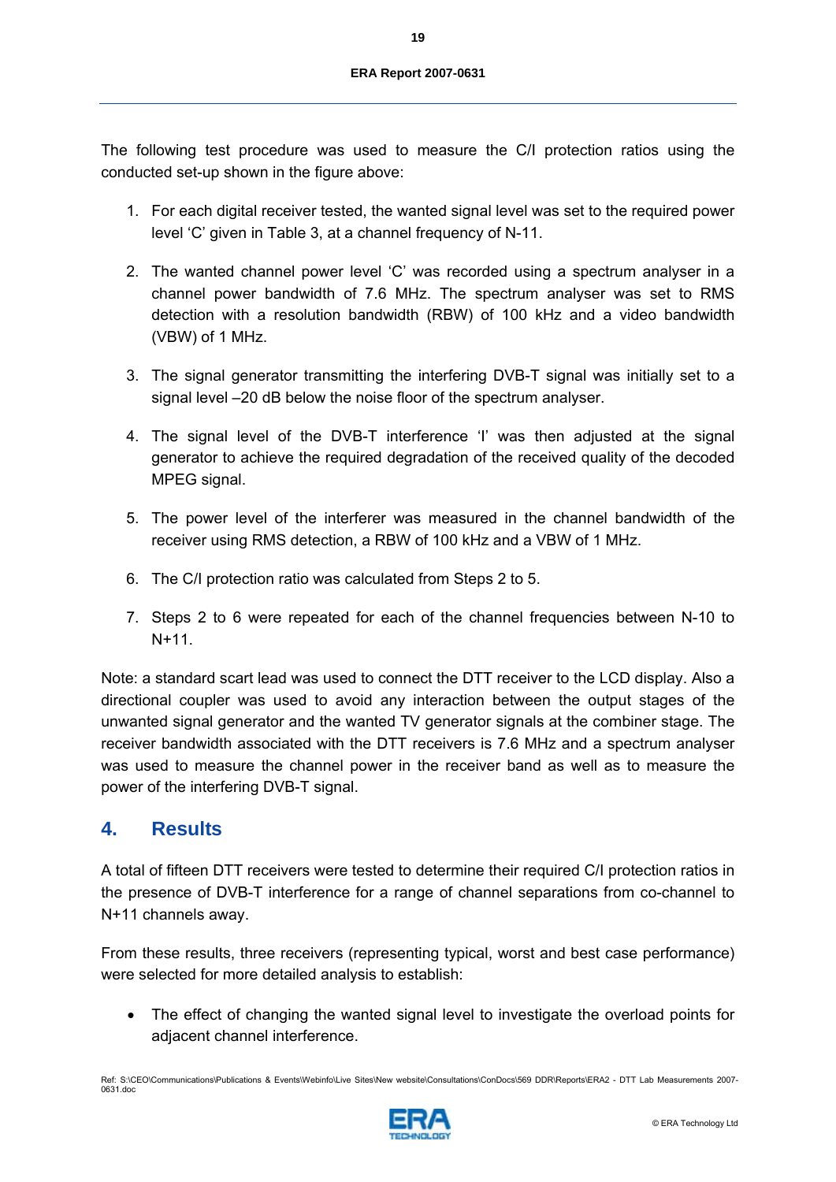The following test procedure was used to measure the C/I protection ratios using the conducted set-up shown in the figure above:

1. For each digital receiver tested, the wanted signal level was set to the required power level 'C' given in Table 3, at a channel frequency of N-11.

2. The wanted channel power level 'C' was recorded using a spectrum analyser in a channel power bandwidth of 7.6 MHz. The spectrum analyser was set to RMS detection with a resolution bandwidth (RBW) of 100 kHz and a video bandwidth (VBW) of 1 MHz.

3. The signal generator transmitting the interfering DVB-T signal was initially set to a signal level –20 dB below the noise floor of the spectrum analyser.

4. The signal level of the DVB-T interference 'I' was then adjusted at the signal generator to achieve the required degradation of the received quality of the decoded MPEG signal.

5. The power level of the interferer was measured in the channel bandwidth of the receiver using RMS detection, a RBW of 100 kHz and a VBW of 1 MHz.

6. The C/I protection ratio was calculated from Steps 2 to 5.

7. Steps 2 to 6 were repeated for each of the channel frequencies between N-10 to N+11.

Note: a standard scart lead was used to connect the DTT receiver to the LCD display. Also a directional coupler was used to avoid any interaction between the output stages of the unwanted signal generator and the wanted TV generator signals at the combiner stage. The receiver bandwidth associated with the DTT receivers is 7.6 MHz and a spectrum analyser was used to measure the channel power in the receiver band as well as to measure the power of the interfering DVB-T signal.

# 4. Results

A total of fifteen DTT receivers were tested to determine their required C/I protection ratios in the presence of DVB-T interference for a range of channel separations from co-channel to N+11 channels away.

From these results, three receivers (representing typical, worst and best case performance) were selected for more detailed analysis to establish:

- The effect of changing the wanted signal level to investigate the overload points for adjacent channel interference.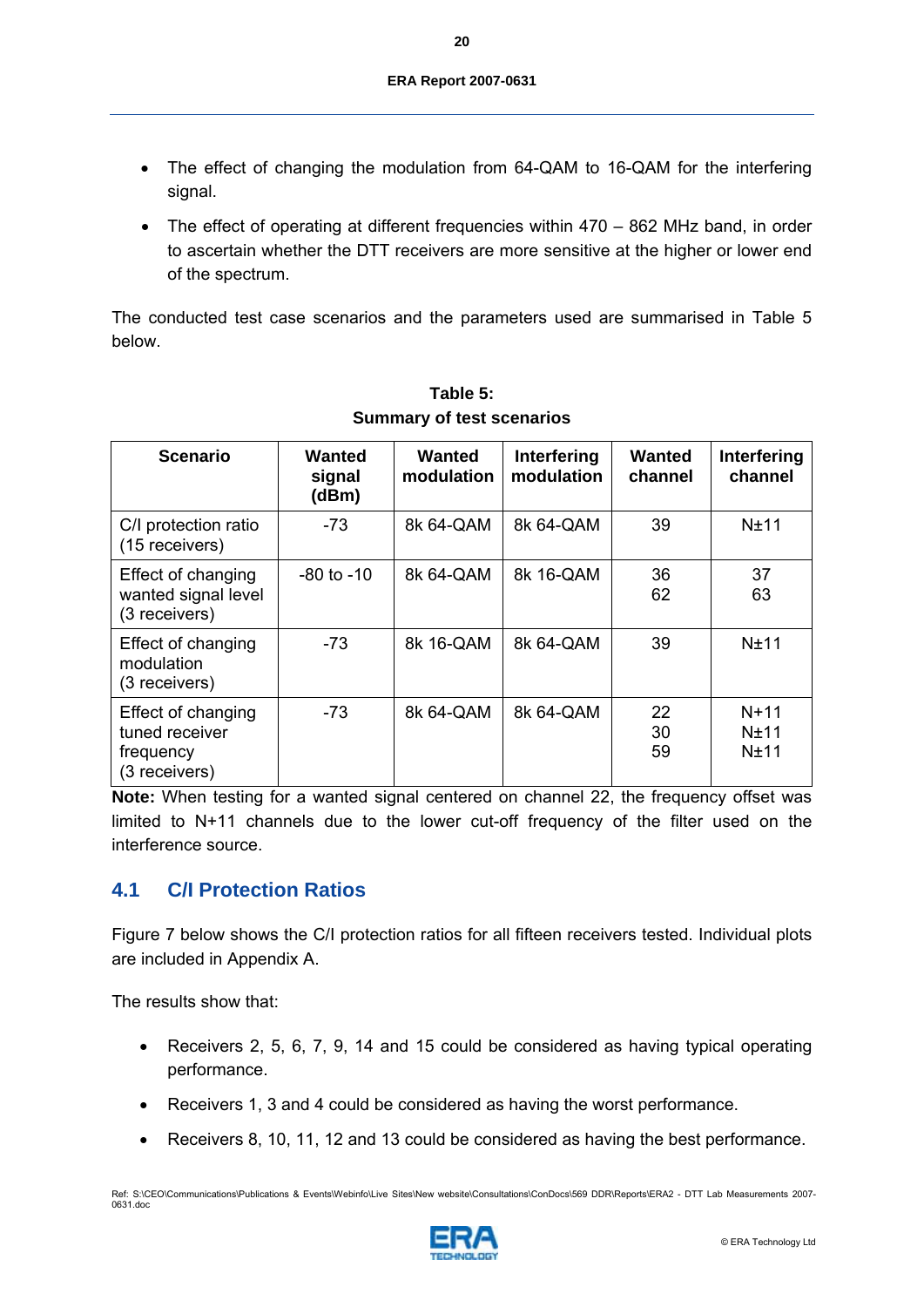- The effect of changing the modulation from 64-QAM to 16-QAM for the interfering signal.
- The effect of operating at different frequencies within 470 – 862 MHz band, in order to ascertain whether the DTT receivers are more sensitive at the higher or lower end of the spectrum.

The conducted test case scenarios and the parameters used are summarised in Table 5 below.

**Table 5:**
**Summary of test scenarios**

| Scenario | Wanted signal (dBm) | Wanted modulation | Interfering modulation | Wanted channel | Interfering channel |
|---|---|---|---|---|---|
| C/I protection ratio (15 receivers) | -73 | 8k 64-QAM | 8k 64-QAM | 39 | N±11 |
| Effect of changing wanted signal level (3 receivers) | -80 to -10 | 8k 64-QAM | 8k 16-QAM | 36<br>62 | 37<br>63 |
| Effect of changing modulation (3 receivers) | -73 | 8k 16-QAM | 8k 64-QAM | 39 | N±11 |
| Effect of changing tuned receiver frequency (3 receivers) | -73 | 8k 64-QAM | 8k 64-QAM | 22<br>30<br>59 | N+11<br>N±11<br>N±11 |

**Note:** When testing for a wanted signal centered on channel 22, the frequency offset was limited to N+11 channels due to the lower cut-off frequency of the filter used on the interference source.

## 4.1 C/I Protection Ratios

Figure 7 below shows the C/I protection ratios for all fifteen receivers tested. Individual plots are included in Appendix A.

The results show that:

- Receivers 2, 5, 6, 7, 9, 14 and 15 could be considered as having typical operating performance.
- Receivers 1, 3 and 4 could be considered as having the worst performance.
- Receivers 8, 10, 11, 12 and 13 could be considered as having the best performance.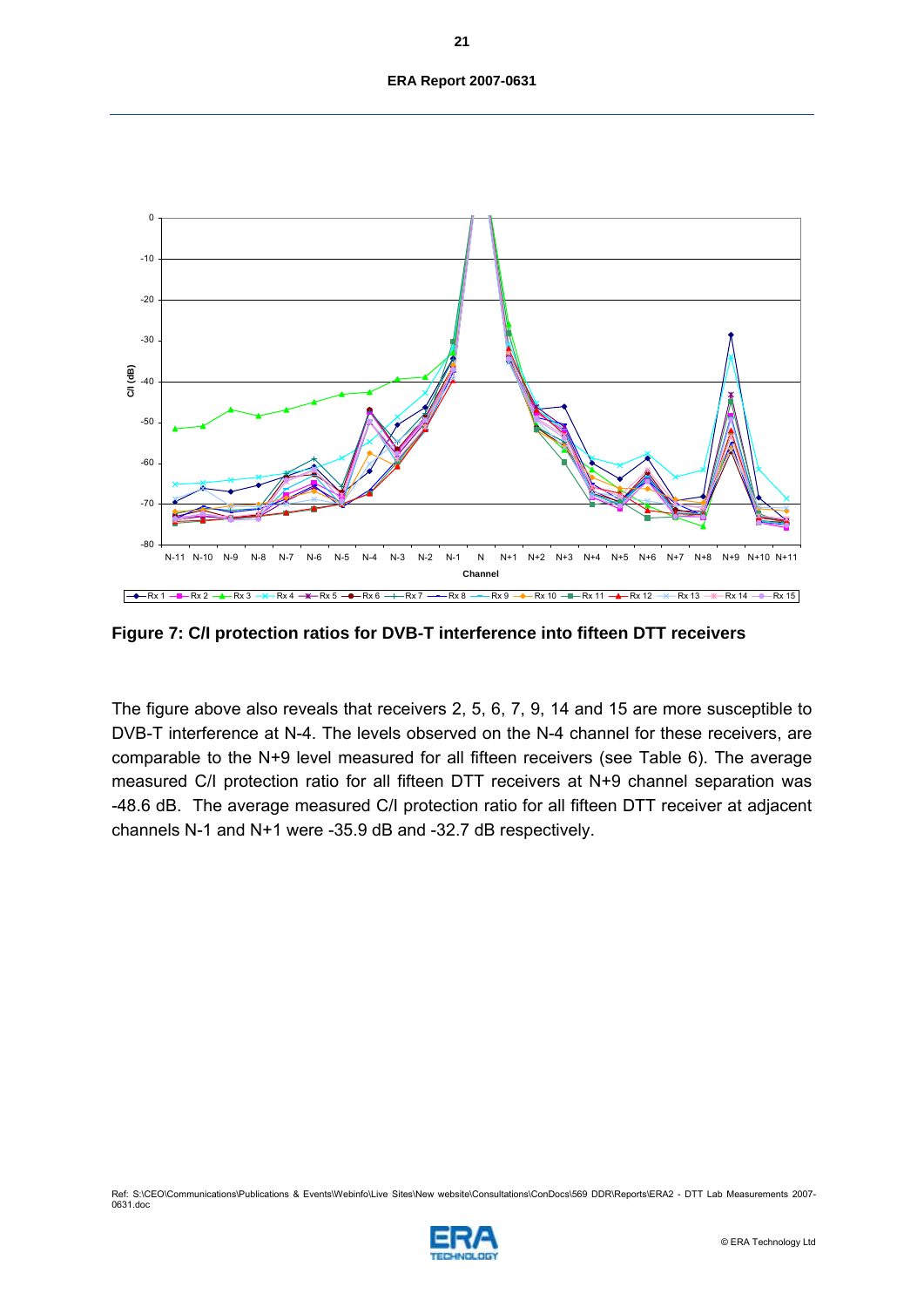Figure 7: C/I protection ratios for DVB-T interference into fifteen DTT receivers

The figure above also reveals that receivers 2, 5, 6, 7, 9, 14 and 15 are more susceptible to DVB-T interference at N-4. The levels observed on the N-4 channel for these receivers, are comparable to the N+9 level measured for all fifteen receivers (see Table 6). The average measured C/I protection ratio for all fifteen DTT receivers at N+9 channel separation was -48.6 dB. The average measured C/I protection ratio for all fifteen DTT receiver at adjacent channels N-1 and N+1 were -35.9 dB and -32.7 dB respectively.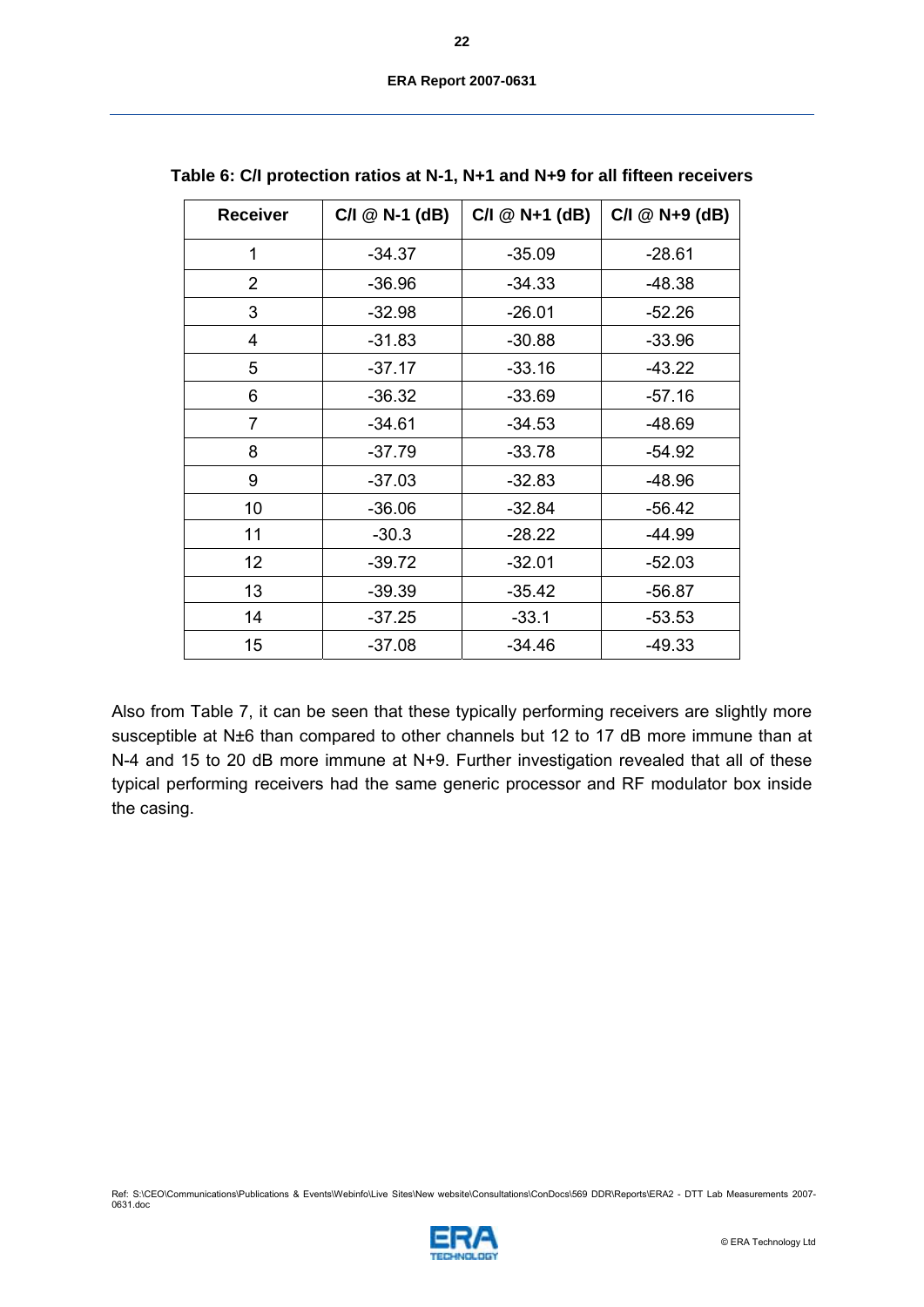**Table 6: C/I protection ratios at N-1, N+1 and N+9 for all fifteen receivers**

| Receiver | C/I @ N-1 (dB) | C/I @ N+1 (dB) | C/I @ N+9 (dB) |
|---|---|---|---|
| 1 | -34.37 | -35.09 | -28.61 |
| 2 | -36.96 | -34.33 | -48.38 |
| 3 | -32.98 | -26.01 | -52.26 |
| 4 | -31.83 | -30.88 | -33.96 |
| 5 | -37.17 | -33.16 | -43.22 |
| 6 | -36.32 | -33.69 | -57.16 |
| 7 | -34.61 | -34.53 | -48.69 |
| 8 | -37.79 | -33.78 | -54.92 |
| 9 | -37.03 | -32.83 | -48.96 |
| 10 | -36.06 | -32.84 | -56.42 |
| 11 | -30.3 | -28.22 | -44.99 |
| 12 | -39.72 | -32.01 | -52.03 |
| 13 | -39.39 | -35.42 | -56.87 |
| 14 | -37.25 | -33.1 | -53.53 |
| 15 | -37.08 | -34.46 | -49.33 |

Also from Table 7, it can be seen that these typically performing receivers are slightly more susceptible at N±6 than compared to other channels but 12 to 17 dB more immune than at N-4 and 15 to 20 dB more immune at N+9. Further investigation revealed that all of these typical performing receivers had the same generic processor and RF modulator box inside the casing.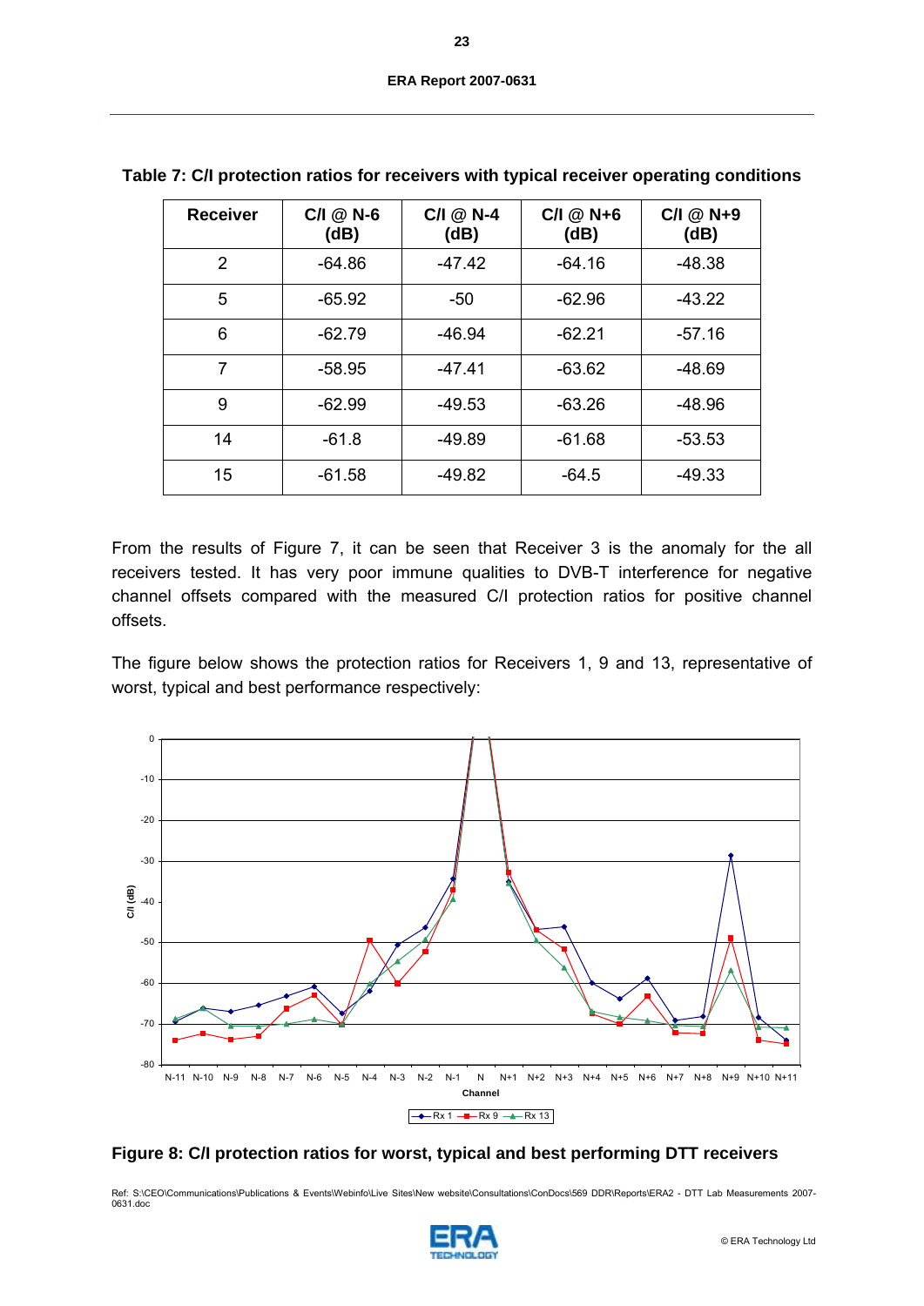**Table 7: C/I protection ratios for receivers with typical receiver operating conditions**

| Receiver | C/I @ N-6 (dB) | C/I @ N-4 (dB) | C/I @ N+6 (dB) | C/I @ N+9 (dB) |
|---|---|---|---|---|
| 2 | -64.86 | -47.42 | -64.16 | -48.38 |
| 5 | -65.92 | -50 | -62.96 | -43.22 |
| 6 | -62.79 | -46.94 | -62.21 | -57.16 |
| 7 | -58.95 | -47.41 | -63.62 | -48.69 |
| 9 | -62.99 | -49.53 | -63.26 | -48.96 |
| 14 | -61.8 | -49.89 | -61.68 | -53.53 |
| 15 | -61.58 | -49.82 | -64.5 | -49.33 |

From the results of Figure 7, it can be seen that Receiver 3 is the anomaly for the all receivers tested. It has very poor immune qualities to DVB-T interference for negative channel offsets compared with the measured C/I protection ratios for positive channel offsets.

The figure below shows the protection ratios for Receivers 1, 9 and 13, representative of worst, typical and best performance respectively:

**Figure 8: C/I protection ratios for worst, typical and best performing DTT receivers**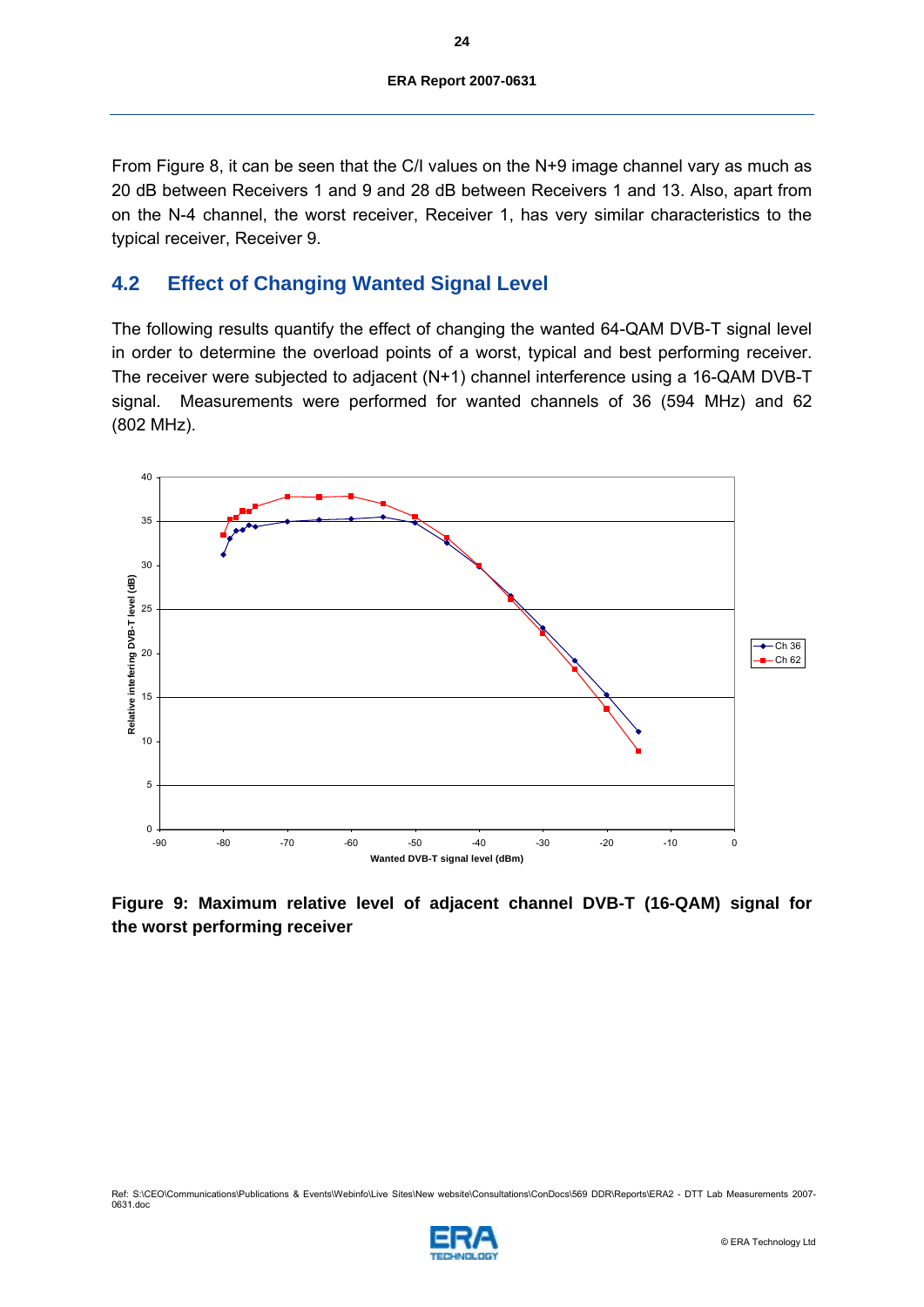From Figure 8, it can be seen that the C/I values on the N+9 image channel vary as much as 20 dB between Receivers 1 and 9 and 28 dB between Receivers 1 and 13. Also, apart from on the N-4 channel, the worst receiver, Receiver 1, has very similar characteristics to the typical receiver, Receiver 9.

## 4.2 Effect of Changing Wanted Signal Level

The following results quantify the effect of changing the wanted 64-QAM DVB-T signal level in order to determine the overload points of a worst, typical and best performing receiver. The receiver were subjected to adjacent (N+1) channel interference using a 16-QAM DVB-T signal. Measurements were performed for wanted channels of 36 (594 MHz) and 62 (802 MHz).

**Figure 9: Maximum relative level of adjacent channel DVB-T (16-QAM) signal for the worst performing receiver**

Ref: S:\CEO\Communications\Publications & Events\Webinfo\Live Sites\New website\Consultations\ConDocs\569 DDR\Reports\ERA2 - DTT Lab Measurements 2007-0631.doc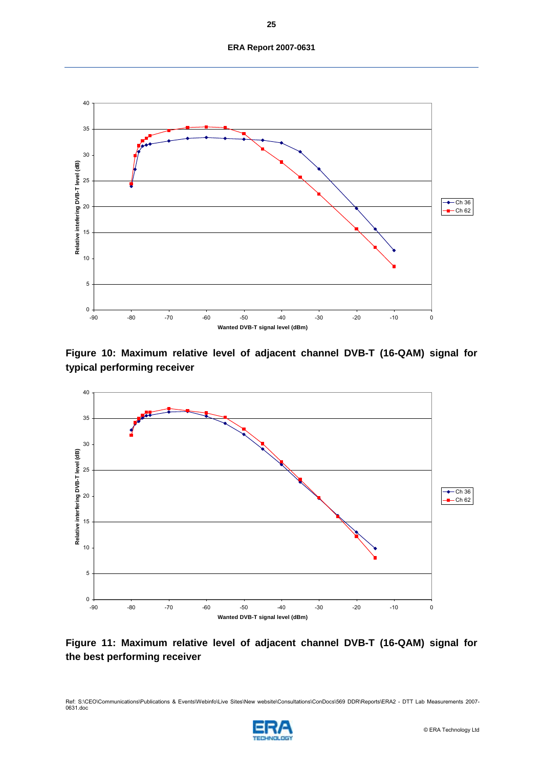Figure 10: Maximum relative level of adjacent channel DVB-T (16-QAM) signal for typical performing receiver

Figure 11: Maximum relative level of adjacent channel DVB-T (16-QAM) signal for the best performing receiver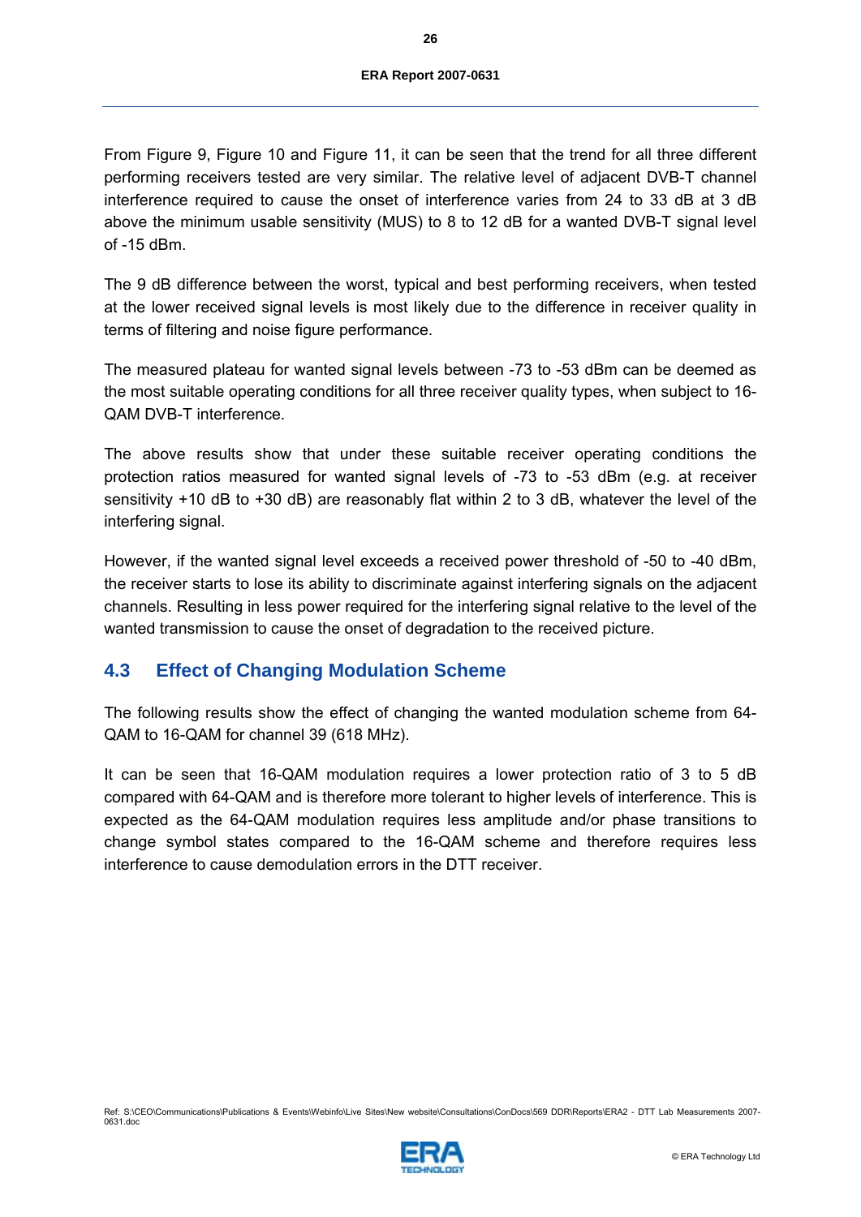From Figure 9, Figure 10 and Figure 11, it can be seen that the trend for all three different performing receivers tested are very similar. The relative level of adjacent DVB-T channel interference required to cause the onset of interference varies from 24 to 33 dB at 3 dB above the minimum usable sensitivity (MUS) to 8 to 12 dB for a wanted DVB-T signal level of -15 dBm.

The 9 dB difference between the worst, typical and best performing receivers, when tested at the lower received signal levels is most likely due to the difference in receiver quality in terms of filtering and noise figure performance.

The measured plateau for wanted signal levels between -73 to -53 dBm can be deemed as the most suitable operating conditions for all three receiver quality types, when subject to 16-QAM DVB-T interference.

The above results show that under these suitable receiver operating conditions the protection ratios measured for wanted signal levels of -73 to -53 dBm (e.g. at receiver sensitivity +10 dB to +30 dB) are reasonably flat within 2 to 3 dB, whatever the level of the interfering signal.

However, if the wanted signal level exceeds a received power threshold of -50 to -40 dBm, the receiver starts to lose its ability to discriminate against interfering signals on the adjacent channels. Resulting in less power required for the interfering signal relative to the level of the wanted transmission to cause the onset of degradation to the received picture.

## 4.3 Effect of Changing Modulation Scheme

The following results show the effect of changing the wanted modulation scheme from 64-QAM to 16-QAM for channel 39 (618 MHz).

It can be seen that 16-QAM modulation requires a lower protection ratio of 3 to 5 dB compared with 64-QAM and is therefore more tolerant to higher levels of interference. This is expected as the 64-QAM modulation requires less amplitude and/or phase transitions to change symbol states compared to the 16-QAM scheme and therefore requires less interference to cause demodulation errors in the DTT receiver.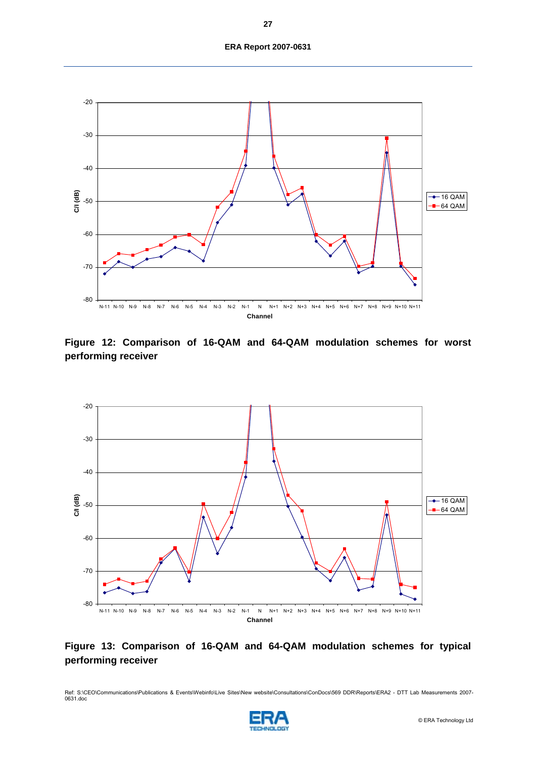Figure 12: Comparison of 16-QAM and 64-QAM modulation schemes for worst performing receiver

Figure 13: Comparison of 16-QAM and 64-QAM modulation schemes for typical performing receiver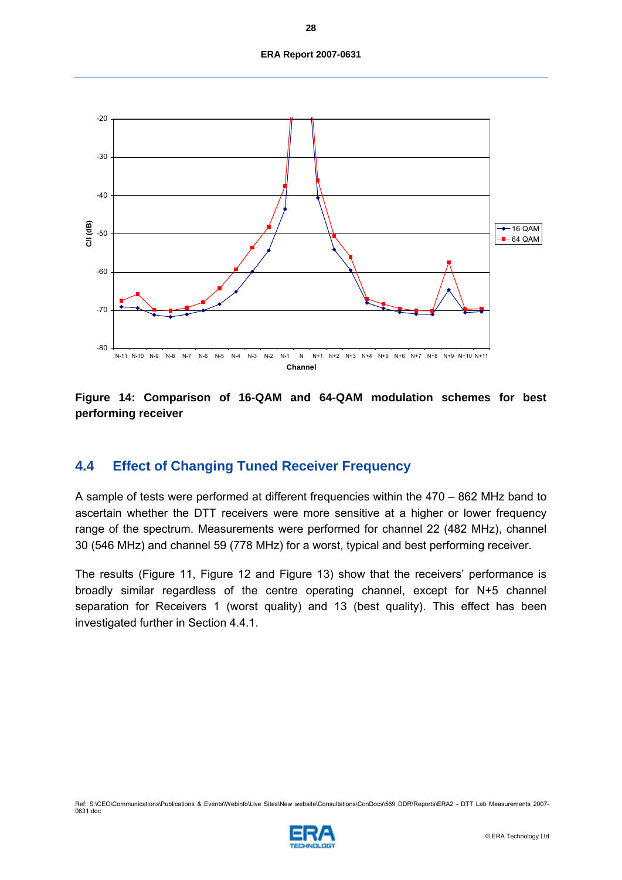**Figure 14: Comparison of 16-QAM and 64-QAM modulation schemes for best performing receiver**

## 4.4 Effect of Changing Tuned Receiver Frequency

A sample of tests were performed at different frequencies within the 470 – 862 MHz band to ascertain whether the DTT receivers were more sensitive at a higher or lower frequency range of the spectrum. Measurements were performed for channel 22 (482 MHz), channel 30 (546 MHz) and channel 59 (778 MHz) for a worst, typical and best performing receiver.

The results (Figure 11, Figure 12 and Figure 13) show that the receivers' performance is broadly similar regardless of the centre operating channel, except for N+5 channel separation for Receivers 1 (worst quality) and 13 (best quality). This effect has been investigated further in Section 4.4.1.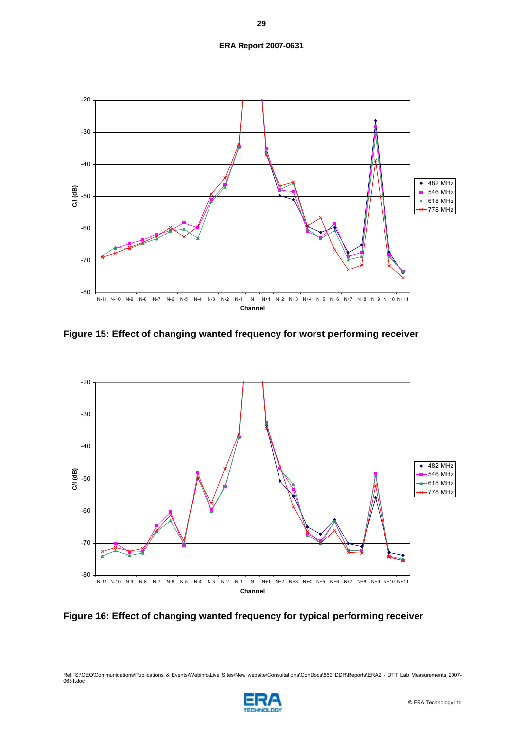Figure 15: Effect of changing wanted frequency for worst performing receiver

Figure 16: Effect of changing wanted frequency for typical performing receiver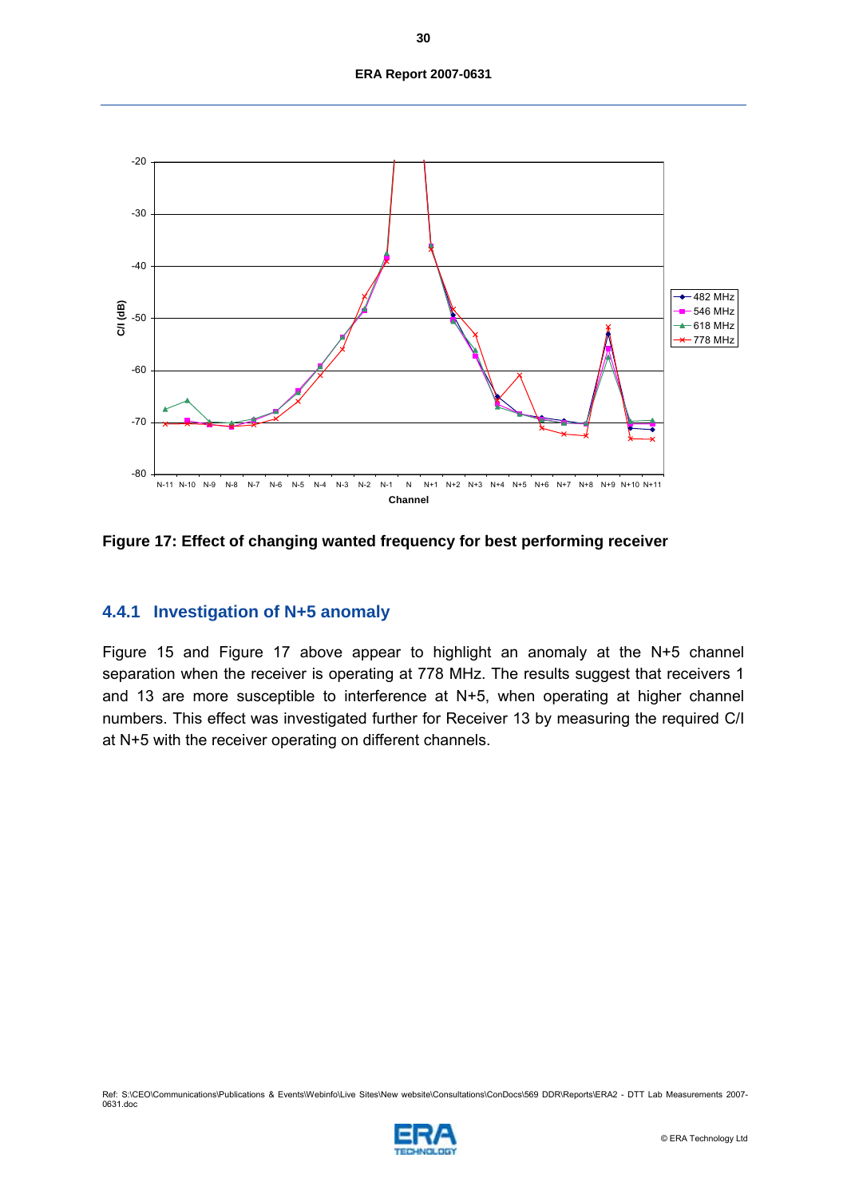Figure 17: Effect of changing wanted frequency for best performing receiver

### 4.4.1 Investigation of N+5 anomaly

Figure 15 and Figure 17 above appear to highlight an anomaly at the N+5 channel separation when the receiver is operating at 778 MHz. The results suggest that receivers 1 and 13 are more susceptible to interference at N+5, when operating at higher channel numbers. This effect was investigated further for Receiver 13 by measuring the required C/I at N+5 with the receiver operating on different channels.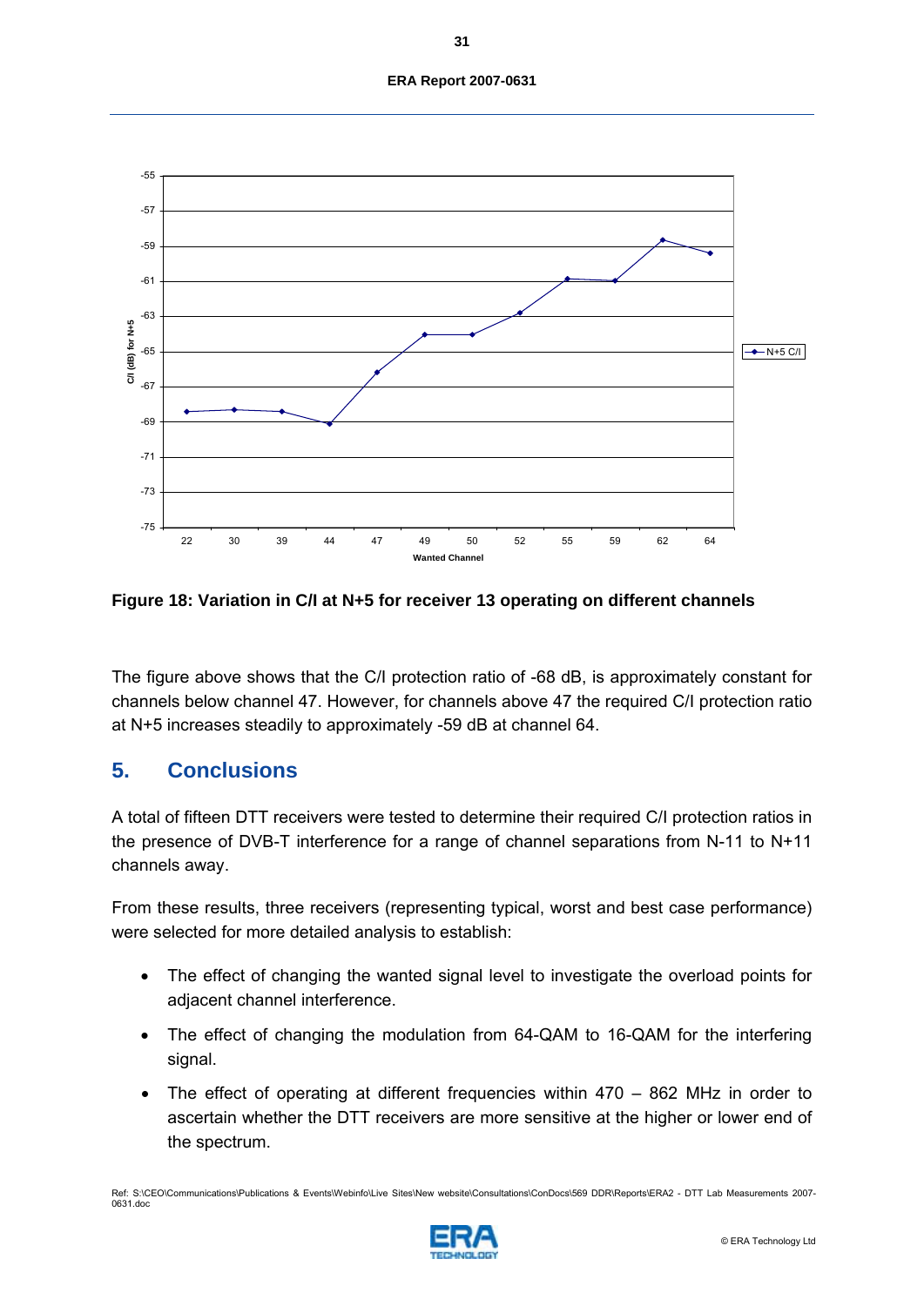Figure 18: Variation in C/I at N+5 for receiver 13 operating on different channels

The figure above shows that the C/I protection ratio of -68 dB, is approximately constant for channels below channel 47. However, for channels above 47 the required C/I protection ratio at N+5 increases steadily to approximately -59 dB at channel 64.

## 5. Conclusions

A total of fifteen DTT receivers were tested to determine their required C/I protection ratios in the presence of DVB-T interference for a range of channel separations from N-11 to N+11 channels away.

From these results, three receivers (representing typical, worst and best case performance) were selected for more detailed analysis to establish:

- The effect of changing the wanted signal level to investigate the overload points for adjacent channel interference.
- The effect of changing the modulation from 64-QAM to 16-QAM for the interfering signal.
- The effect of operating at different frequencies within 470 – 862 MHz in order to ascertain whether the DTT receivers are more sensitive at the higher or lower end of the spectrum.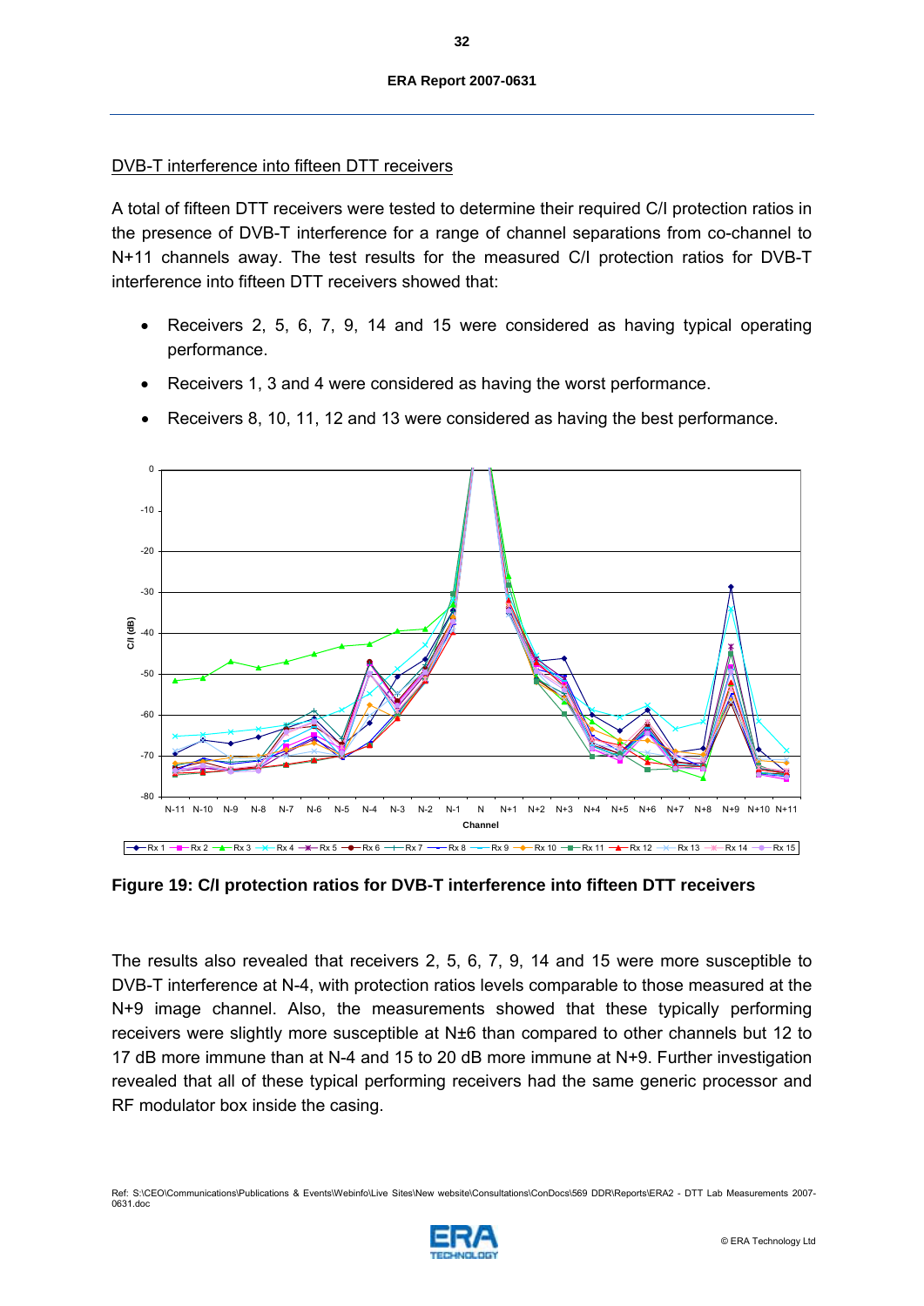DVB-T interference into fifteen DTT receivers

A total of fifteen DTT receivers were tested to determine their required C/I protection ratios in the presence of DVB-T interference for a range of channel separations from co-channel to N+11 channels away. The test results for the measured C/I protection ratios for DVB-T interference into fifteen DTT receivers showed that:

- Receivers 2, 5, 6, 7, 9, 14 and 15 were considered as having typical operating performance.
- Receivers 1, 3 and 4 were considered as having the worst performance.
- Receivers 8, 10, 11, 12 and 13 were considered as having the best performance.

**Figure 19: C/I protection ratios for DVB-T interference into fifteen DTT receivers**

The results also revealed that receivers 2, 5, 6, 7, 9, 14 and 15 were more susceptible to DVB-T interference at N-4, with protection ratios levels comparable to those measured at the N+9 image channel. Also, the measurements showed that these typically performing receivers were slightly more susceptible at N±6 than compared to other channels but 12 to 17 dB more immune than at N-4 and 15 to 20 dB more immune at N+9. Further investigation revealed that all of these typical performing receivers had the same generic processor and RF modulator box inside the casing.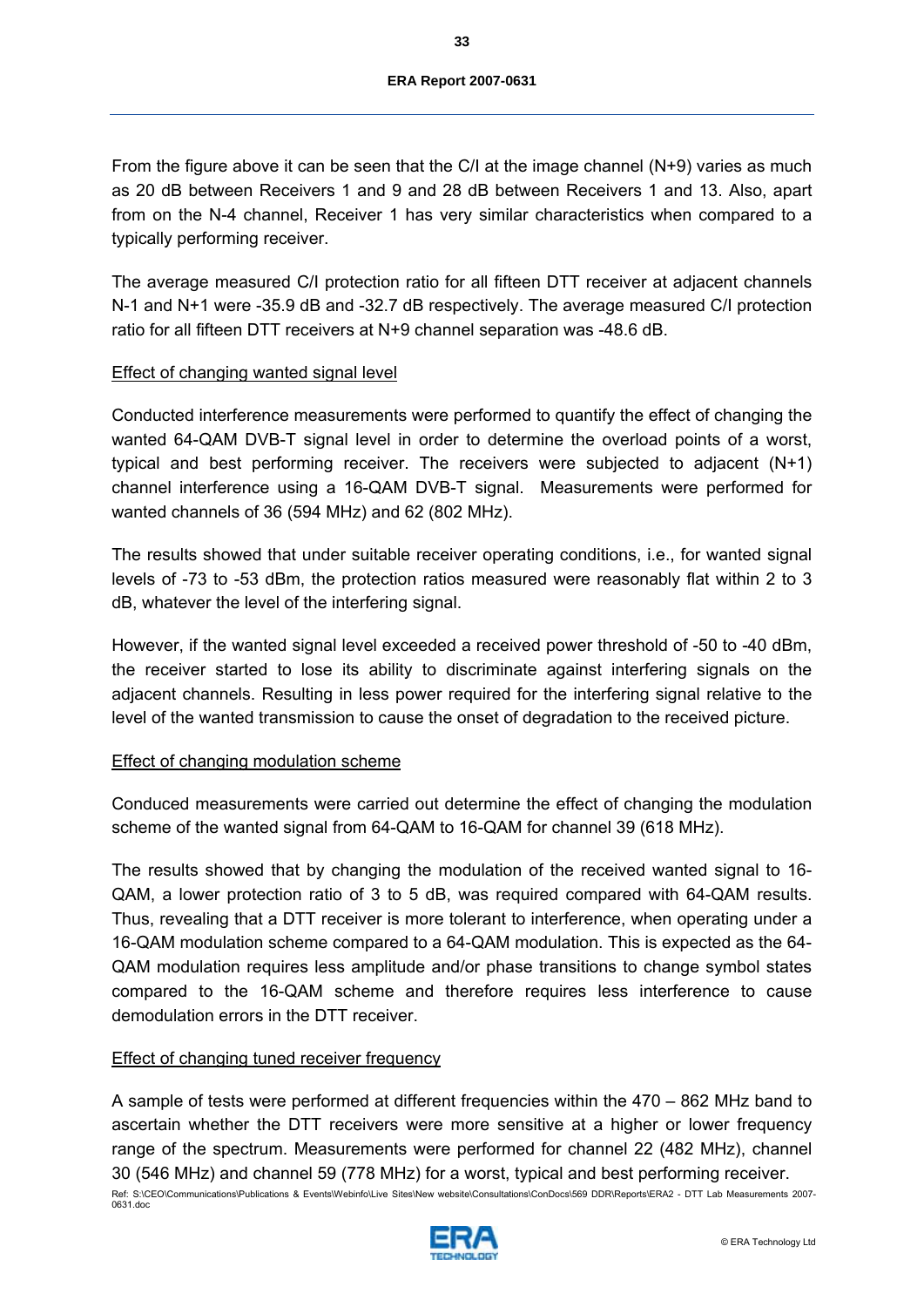From the figure above it can be seen that the C/I at the image channel (N+9) varies as much as 20 dB between Receivers 1 and 9 and 28 dB between Receivers 1 and 13. Also, apart from on the N-4 channel, Receiver 1 has very similar characteristics when compared to a typically performing receiver.

The average measured C/I protection ratio for all fifteen DTT receiver at adjacent channels N-1 and N+1 were -35.9 dB and -32.7 dB respectively. The average measured C/I protection ratio for all fifteen DTT receivers at N+9 channel separation was -48.6 dB.

Effect of changing wanted signal level

Conducted interference measurements were performed to quantify the effect of changing the wanted 64-QAM DVB-T signal level in order to determine the overload points of a worst, typical and best performing receiver. The receivers were subjected to adjacent (N+1) channel interference using a 16-QAM DVB-T signal. Measurements were performed for wanted channels of 36 (594 MHz) and 62 (802 MHz).

The results showed that under suitable receiver operating conditions, i.e., for wanted signal levels of -73 to -53 dBm, the protection ratios measured were reasonably flat within 2 to 3 dB, whatever the level of the interfering signal.

However, if the wanted signal level exceeded a received power threshold of -50 to -40 dBm, the receiver started to lose its ability to discriminate against interfering signals on the adjacent channels. Resulting in less power required for the interfering signal relative to the level of the wanted transmission to cause the onset of degradation to the received picture.

Effect of changing modulation scheme

Conduced measurements were carried out determine the effect of changing the modulation scheme of the wanted signal from 64-QAM to 16-QAM for channel 39 (618 MHz).

The results showed that by changing the modulation of the received wanted signal to 16-QAM, a lower protection ratio of 3 to 5 dB, was required compared with 64-QAM results. Thus, revealing that a DTT receiver is more tolerant to interference, when operating under a 16-QAM modulation scheme compared to a 64-QAM modulation. This is expected as the 64-QAM modulation requires less amplitude and/or phase transitions to change symbol states compared to the 16-QAM scheme and therefore requires less interference to cause demodulation errors in the DTT receiver.

Effect of changing tuned receiver frequency

A sample of tests were performed at different frequencies within the 470 – 862 MHz band to ascertain whether the DTT receivers were more sensitive at a higher or lower frequency range of the spectrum. Measurements were performed for channel 22 (482 MHz), channel 30 (546 MHz) and channel 59 (778 MHz) for a worst, typical and best performing receiver.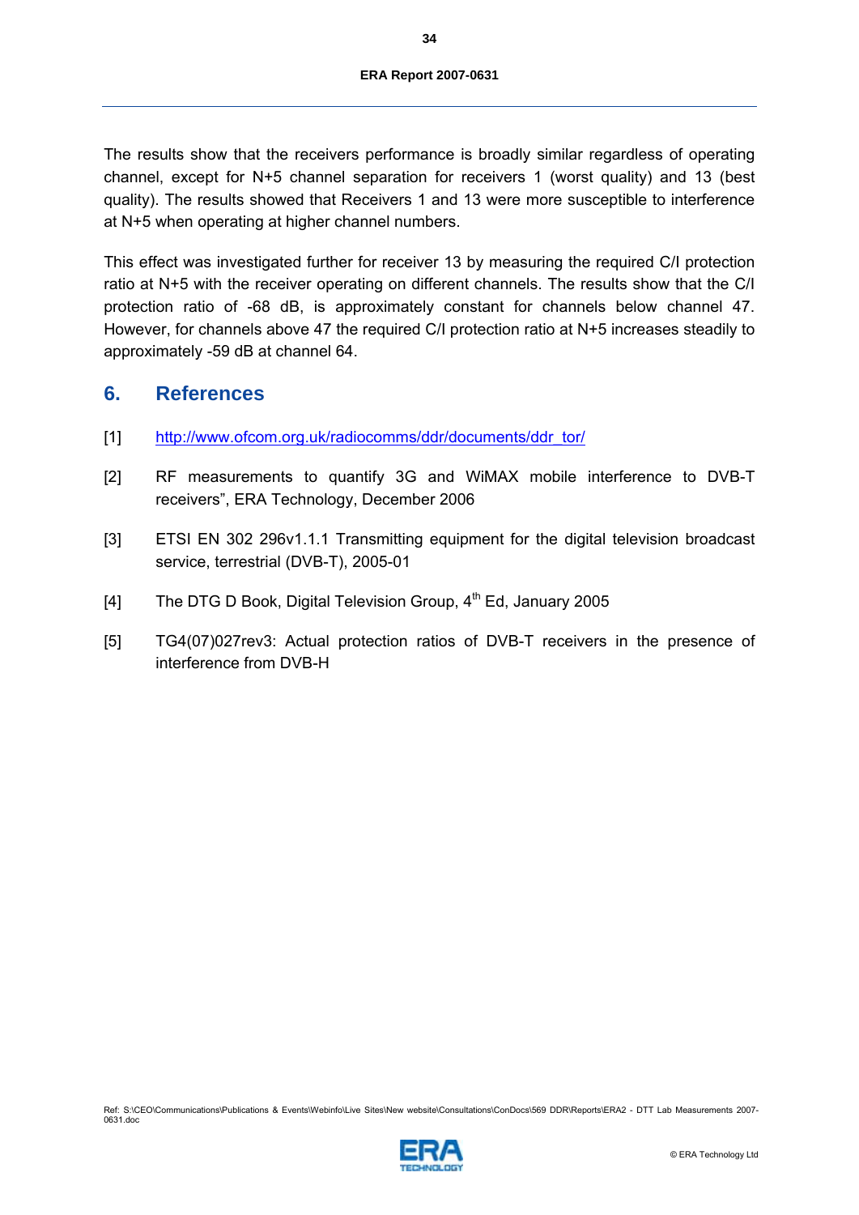The results show that the receivers performance is broadly similar regardless of operating channel, except for N+5 channel separation for receivers 1 (worst quality) and 13 (best quality). The results showed that Receivers 1 and 13 were more susceptible to interference at N+5 when operating at higher channel numbers.

This effect was investigated further for receiver 13 by measuring the required C/I protection ratio at N+5 with the receiver operating on different channels. The results show that the C/I protection ratio of -68 dB, is approximately constant for channels below channel 47. However, for channels above 47 the required C/I protection ratio at N+5 increases steadily to approximately -59 dB at channel 64.

## 6. References

[1] http://www.ofcom.org.uk/radiocomms/ddr/documents/ddr_tor/

[2] RF measurements to quantify 3G and WiMAX mobile interference to DVB-T receivers", ERA Technology, December 2006

[3] ETSI EN 302 296v1.1.1 Transmitting equipment for the digital television broadcast service, terrestrial (DVB-T), 2005-01

[4] The DTG D Book, Digital Television Group, 4th Ed, January 2005

[5] TG4(07)027rev3: Actual protection ratios of DVB-T receivers in the presence of interference from DVB-H

Ref: S:\CEO\Communications\Publications & Events\Webinfo\Live Sites\New website\Consultations\ConDocs\569 DDR\Reports\ERA2 - DTT Lab Measurements 2007-0631.doc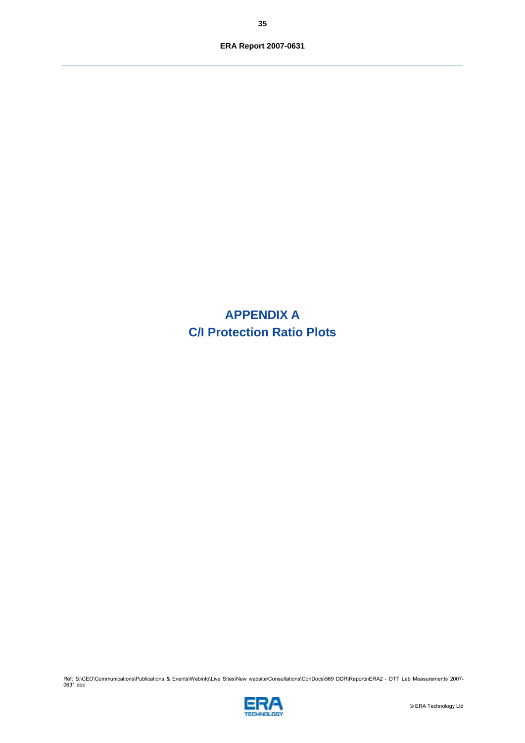# APPENDIX A
# C/I Protection Ratio Plots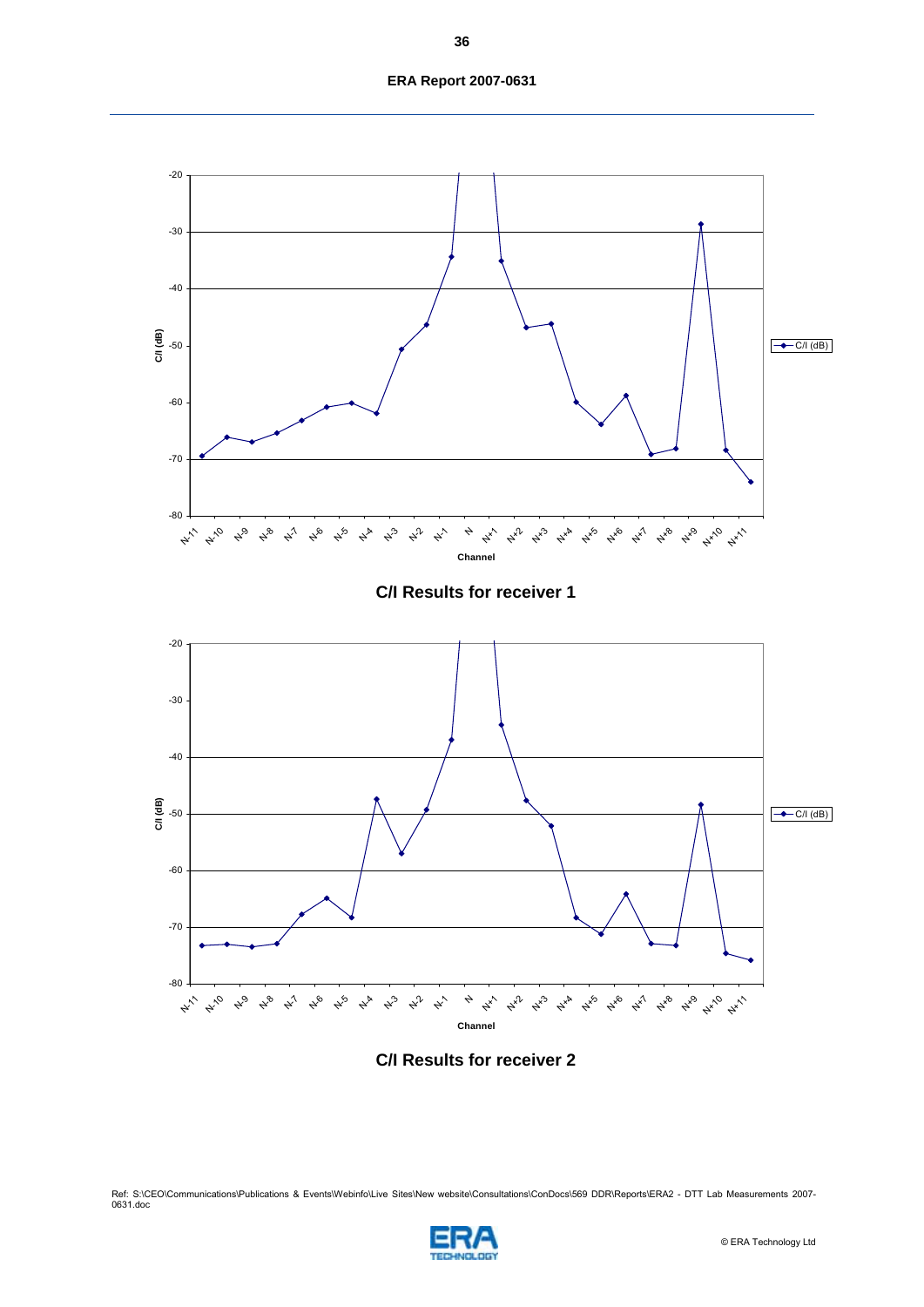C/I Results for receiver 1

C/I Results for receiver 2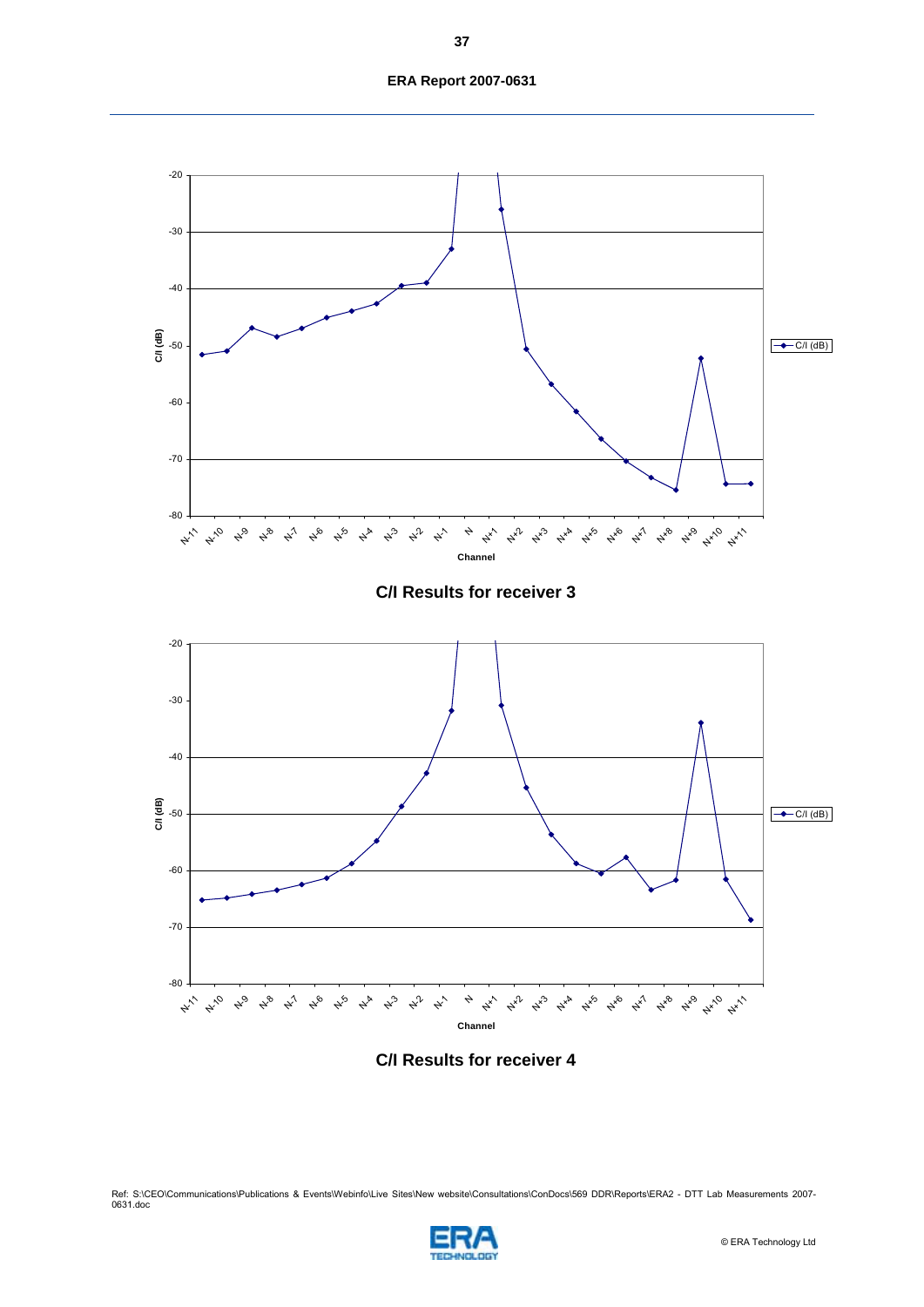C/I Results for receiver 3

C/I Results for receiver 4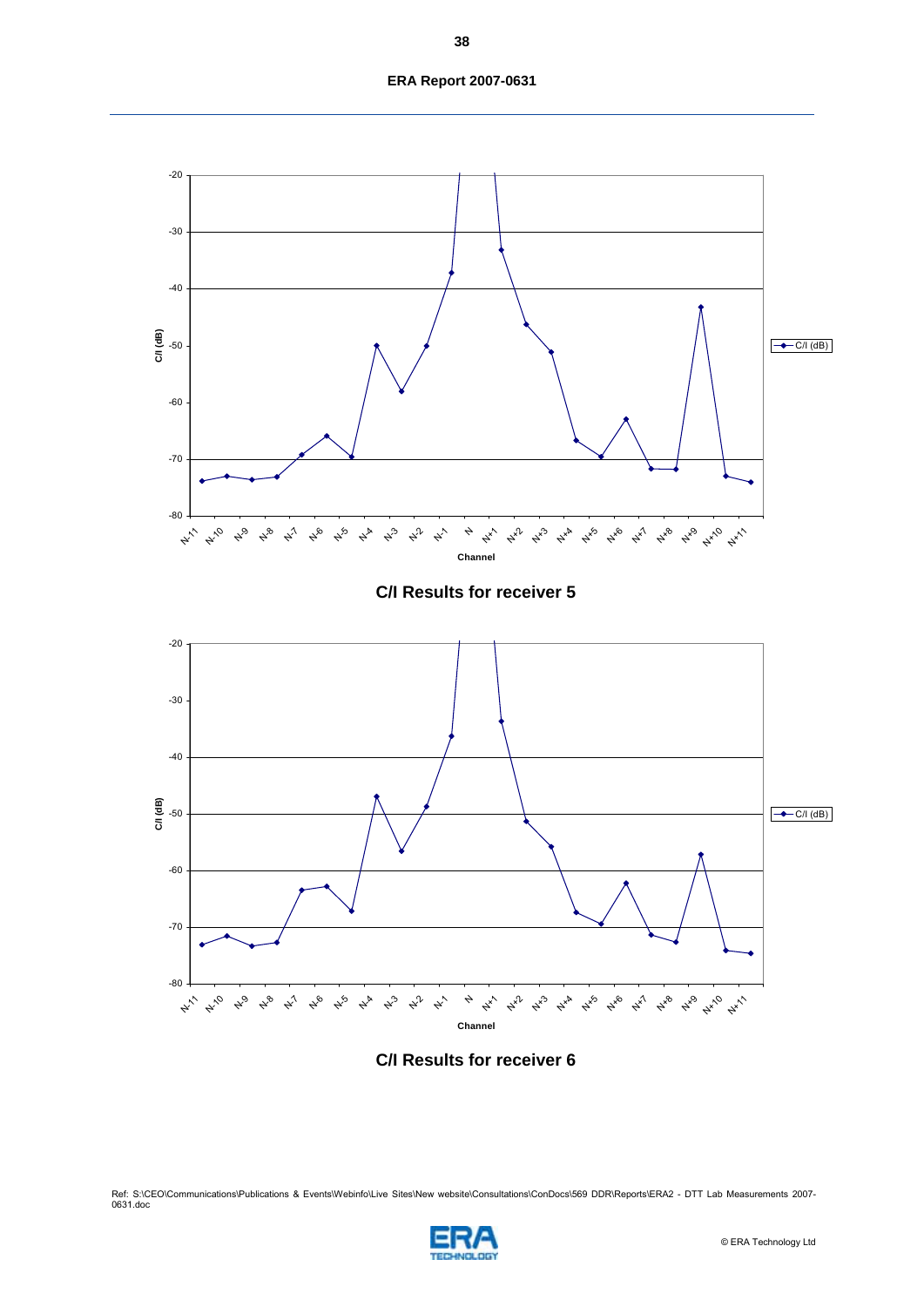C/I Results for receiver 5

C/I Results for receiver 6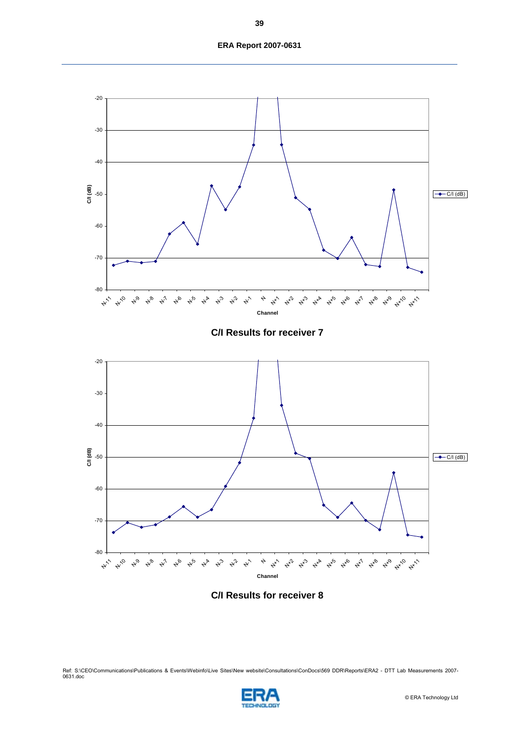C/I Results for receiver 7

C/I Results for receiver 8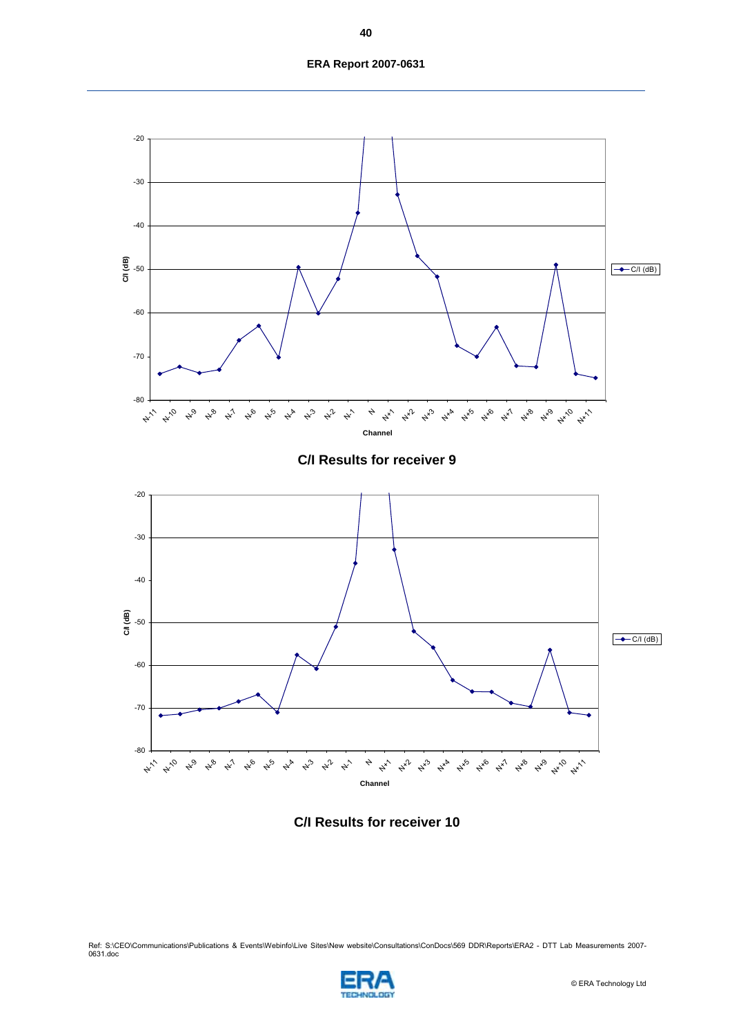C/I Results for receiver 9

C/I Results for receiver 10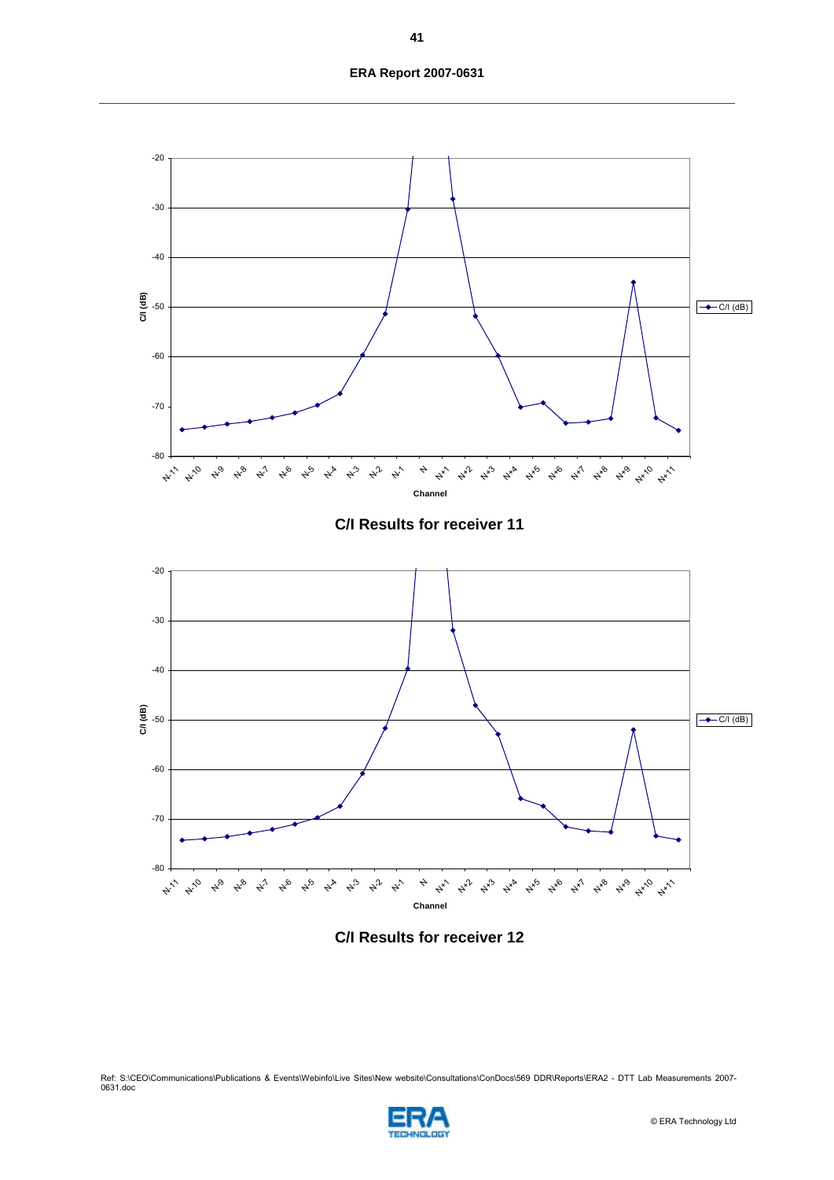C/I Results for receiver 11

C/I Results for receiver 12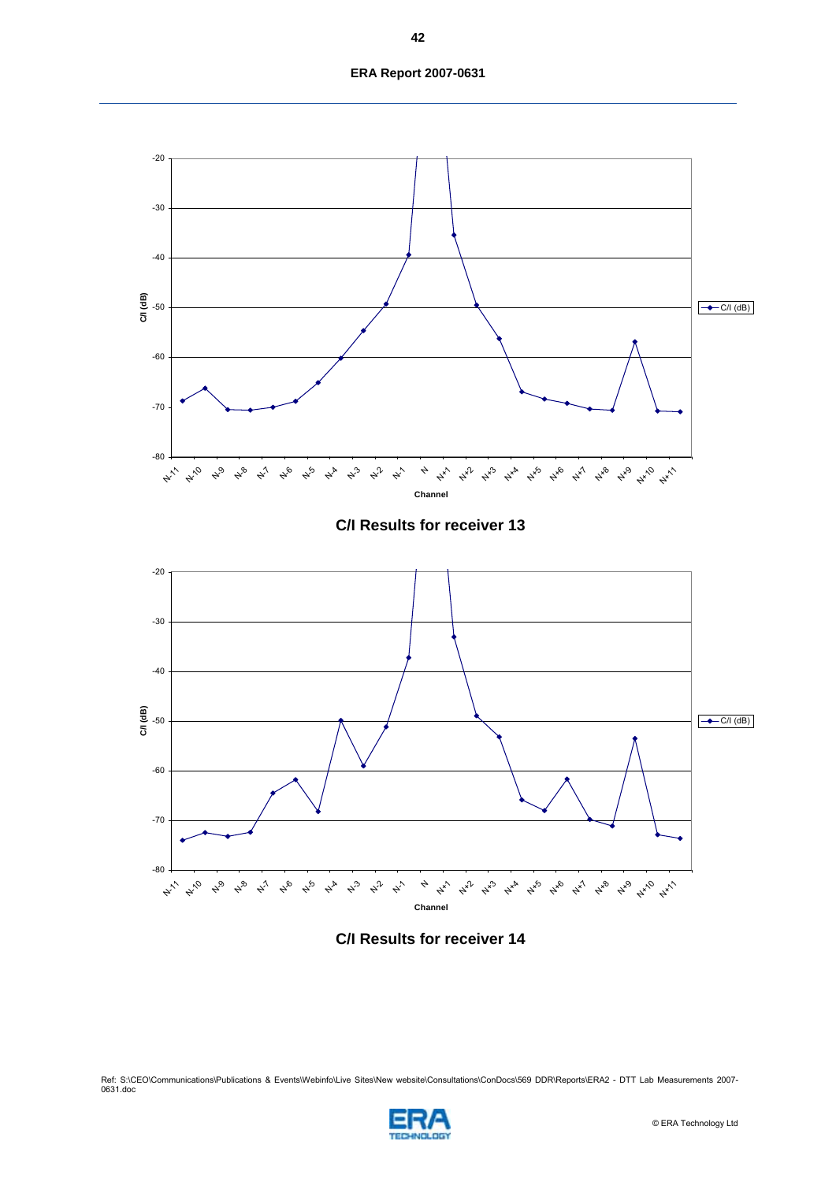C/I Results for receiver 13

C/I Results for receiver 14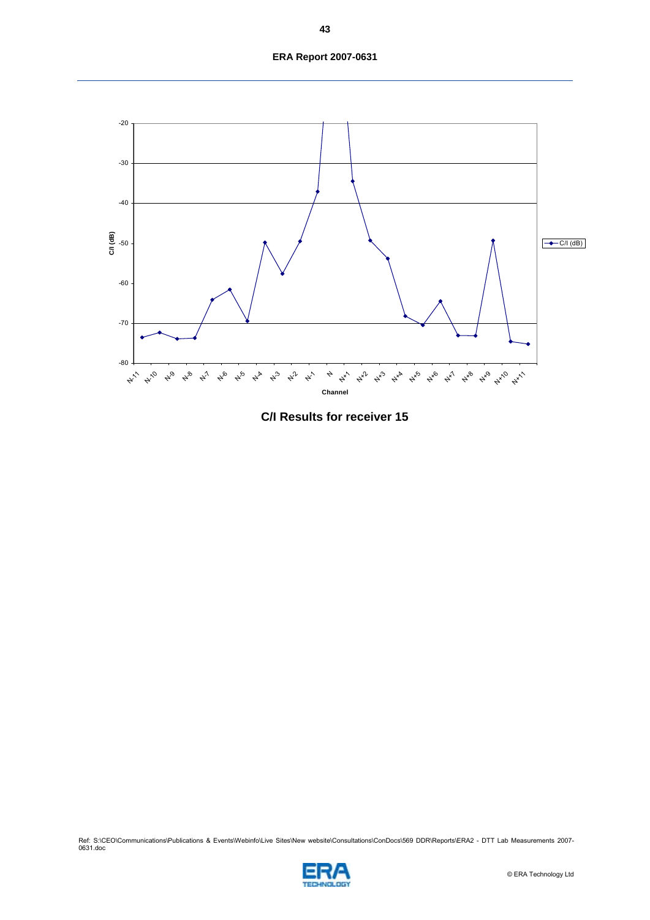C/I Results for receiver 15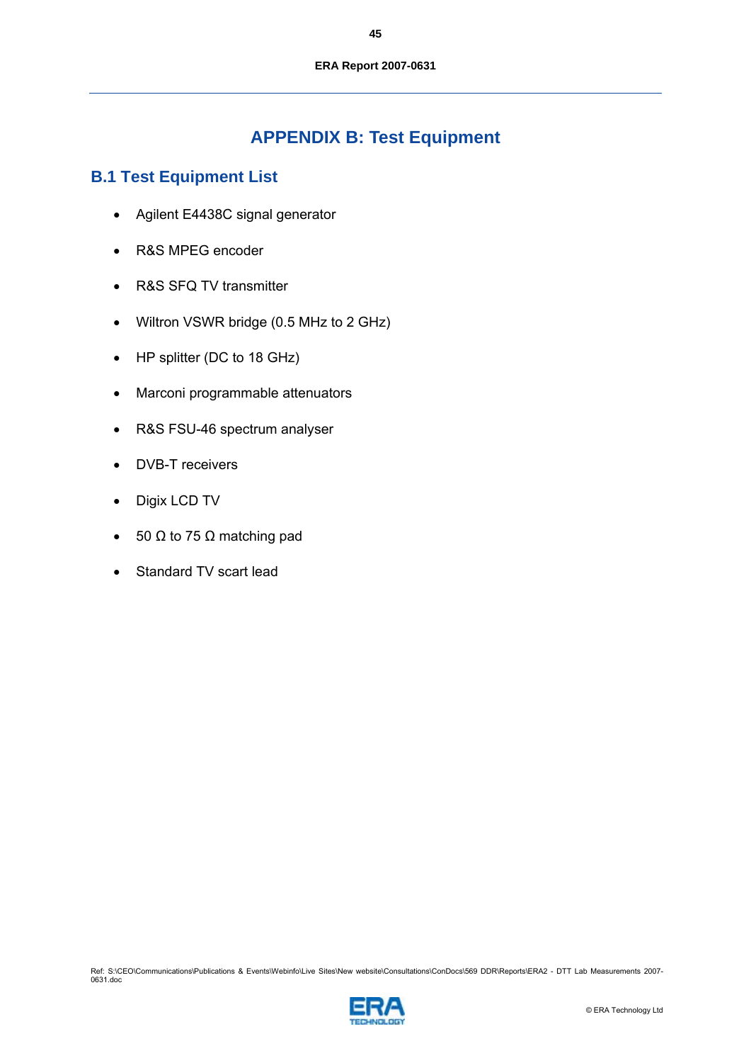# APPENDIX B: Test Equipment

## B.1 Test Equipment List

- Agilent E4438C signal generator
- R&S MPEG encoder
- R&S SFQ TV transmitter
- Wiltron VSWR bridge (0.5 MHz to 2 GHz)
- HP splitter (DC to 18 GHz)
- Marconi programmable attenuators
- R&S FSU-46 spectrum analyser
- DVB-T receivers
- Digix LCD TV
- 50 Ω to 75 Ω matching pad
- Standard TV scart lead